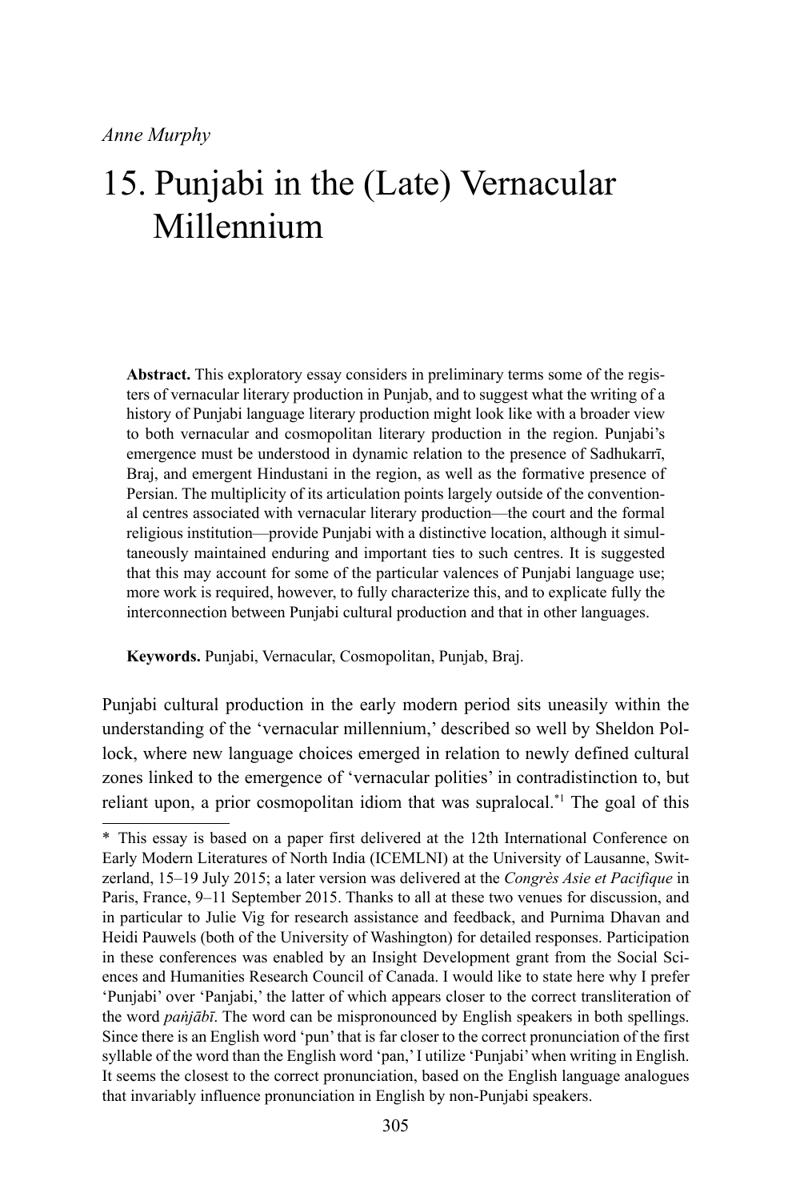*Anne Murphy*

# 15. Punjabi in the (Late) Vernacular Millennium

**Abstract.** This exploratory essay considers in preliminary terms some of the registers of vernacular literary production in Punjab, and to suggest what the writing of a history of Punjabi language literary production might look like with a broader view to both vernacular and cosmopolitan literary production in the region. Punjabi's emergence must be understood in dynamic relation to the presence of Sadhukarrī, Braj, and emergent Hindustani in the region, as well as the formative presence of Persian. The multiplicity of its articulation points largely outside of the conventional centres associated with vernacular literary production—the court and the formal religious institution—provide Punjabi with a distinctive location, although it simultaneously maintained enduring and important ties to such centres. It is suggested that this may account for some of the particular valences of Punjabi language use; more work is required, however, to fully characterize this, and to explicate fully the interconnection between Punjabi cultural production and that in other languages.

**Keywords.** Punjabi, Vernacular, Cosmopolitan, Punjab, Braj.

Punjabi cultural production in the early modern period sits uneasily within the understanding of the 'vernacular millennium,' described so well by Sheldon Pollock, where new language choices emerged in relation to newly defined cultural zones linked to the emergence of 'vernacular polities' in contradistinction to, but reliant upon, a prior cosmopolitan idiom that was supralocal.[*1] The goal of this

---

[*] This essay is based on a paper first delivered at the 12th International Conference on Early Modern Literatures of North India (ICEMLNI) at the University of Lausanne, Switzerland, 15–19 July 2015; a later version was delivered at the *Congrès Asie et Pacifique* in Paris, France, 9–11 September 2015. Thanks to all at these two venues for discussion, and in particular to Julie Vig for research assistance and feedback, and Purnima Dhavan and Heidi Pauwels (both of the University of Washington) for detailed responses. Participation in these conferences was enabled by an Insight Development grant from the Social Sciences and Humanities Research Council of Canada. I would like to state here why I prefer 'Punjabi' over 'Panjabi,' the latter of which appears closer to the correct transliteration of the word *paṅjābī*. The word can be mispronounced by English speakers in both spellings. Since there is an English word 'pun' that is far closer to the correct pronunciation of the first syllable of the word than the English word 'pan,' I utilize 'Punjabi' when writing in English. It seems the closest to the correct pronunciation, based on the English language analogues that invariably influence pronunciation in English by non-Punjabi speakers.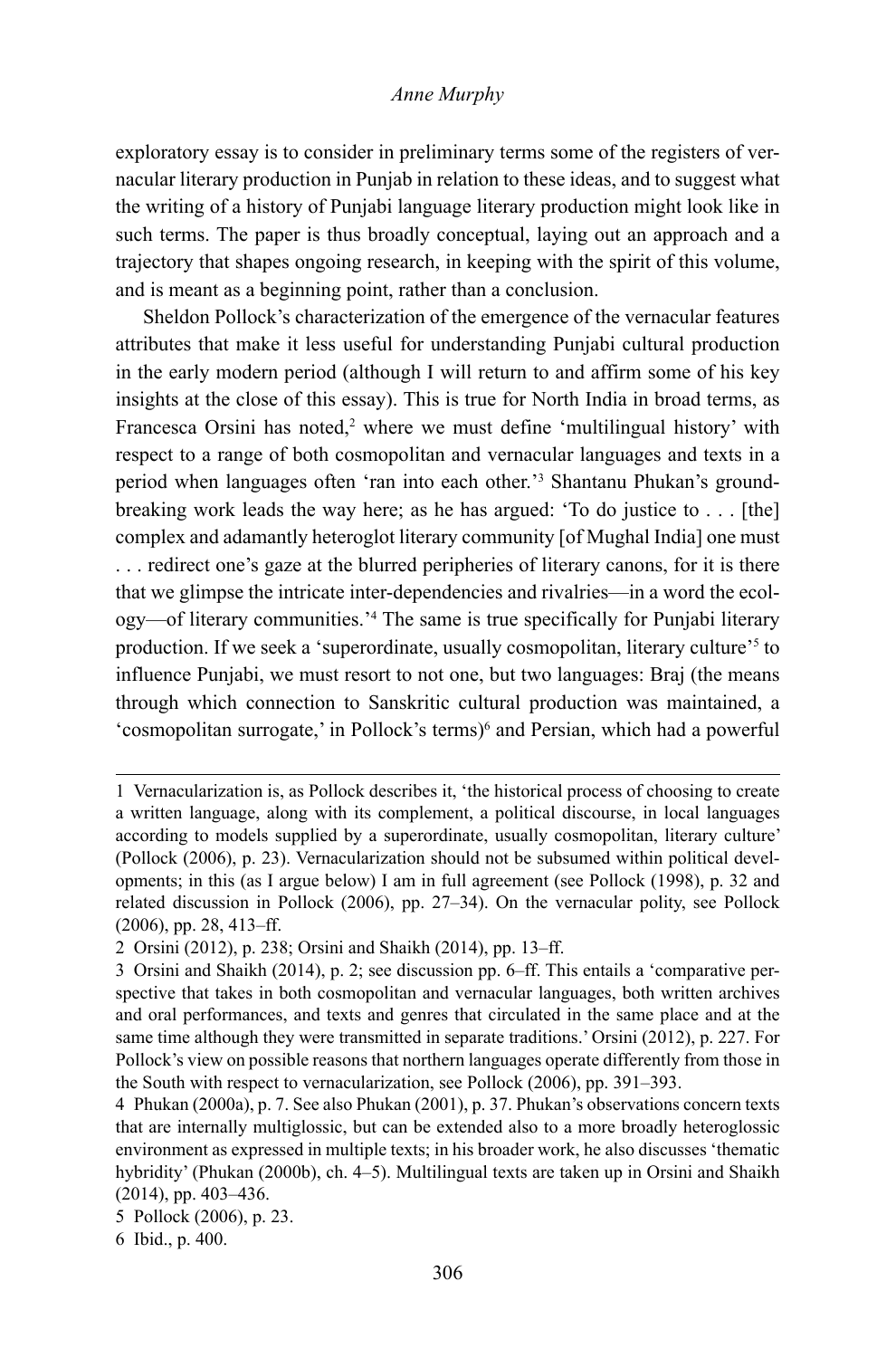exploratory essay is to consider in preliminary terms some of the registers of vernacular literary production in Punjab in relation to these ideas, and to suggest what the writing of a history of Punjabi language literary production might look like in such terms. The paper is thus broadly conceptual, laying out an approach and a trajectory that shapes ongoing research, in keeping with the spirit of this volume, and is meant as a beginning point, rather than a conclusion.

Sheldon Pollock's characterization of the emergence of the vernacular features attributes that make it less useful for understanding Punjabi cultural production in the early modern period (although I will return to and affirm some of his key insights at the close of this essay). This is true for North India in broad terms, as Francesca Orsini has noted,[2] where we must define 'multilingual history' with respect to a range of both cosmopolitan and vernacular languages and texts in a period when languages often 'ran into each other.'[3] Shantanu Phukan's groundbreaking work leads the way here; as he has argued: 'To do justice to . . . [the] complex and adamantly heteroglot literary community [of Mughal India] one must . . . redirect one's gaze at the blurred peripheries of literary canons, for it is there that we glimpse the intricate inter-dependencies and rivalries—in a word the ecology—of literary communities.'[4] The same is true specifically for Punjabi literary production. If we seek a 'superordinate, usually cosmopolitan, literary culture'[5] to influence Punjabi, we must resort to not one, but two languages: Braj (the means through which connection to Sanskritic cultural production was maintained, a 'cosmopolitan surrogate,' in Pollock's terms)[6] and Persian, which had a powerful

---

1 Vernacularization is, as Pollock describes it, 'the historical process of choosing to create a written language, along with its complement, a political discourse, in local languages according to models supplied by a superordinate, usually cosmopolitan, literary culture' (Pollock (2006), p. 23). Vernacularization should not be subsumed within political developments; in this (as I argue below) I am in full agreement (see Pollock (1998), p. 32 and related discussion in Pollock (2006), pp. 27–34). On the vernacular polity, see Pollock (2006), pp. 28, 413–ff.

2 Orsini (2012), p. 238; Orsini and Shaikh (2014), pp. 13–ff.

3 Orsini and Shaikh (2014), p. 2; see discussion pp. 6–ff. This entails a 'comparative perspective that takes in both cosmopolitan and vernacular languages, both written archives and oral performances, and texts and genres that circulated in the same place and at the same time although they were transmitted in separate traditions.' Orsini (2012), p. 227. For Pollock's view on possible reasons that northern languages operate differently from those in the South with respect to vernacularization, see Pollock (2006), pp. 391–393.

4 Phukan (2000a), p. 7. See also Phukan (2001), p. 37. Phukan's observations concern texts that are internally multiglossic, but can be extended also to a more broadly heteroglossic environment as expressed in multiple texts; in his broader work, he also discusses 'thematic hybridity' (Phukan (2000b), ch. 4–5). Multilingual texts are taken up in Orsini and Shaikh (2014), pp. 403–436.

5 Pollock (2006), p. 23.

6 Ibid., p. 400.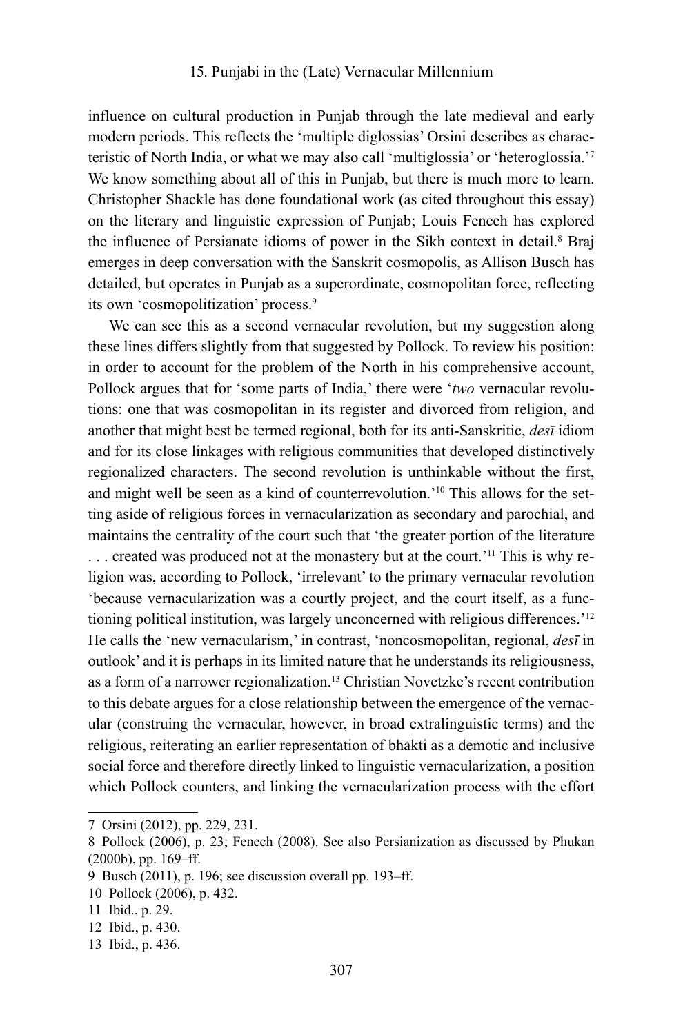influence on cultural production in Punjab through the late medieval and early modern periods. This reflects the 'multiple diglossias' Orsini describes as characteristic of North India, or what we may also call 'multiglossia' or 'heteroglossia.'[7] We know something about all of this in Punjab, but there is much more to learn. Christopher Shackle has done foundational work (as cited throughout this essay) on the literary and linguistic expression of Punjab; Louis Fenech has explored the influence of Persianate idioms of power in the Sikh context in detail.[8] Braj emerges in deep conversation with the Sanskrit cosmopolis, as Allison Busch has detailed, but operates in Punjab as a superordinate, cosmopolitan force, reflecting its own 'cosmopolitization' process.[9]

We can see this as a second vernacular revolution, but my suggestion along these lines differs slightly from that suggested by Pollock. To review his position: in order to account for the problem of the North in his comprehensive account, Pollock argues that for 'some parts of India,' there were '*two* vernacular revolutions: one that was cosmopolitan in its register and divorced from religion, and another that might best be termed regional, both for its anti-Sanskritic, *desī* idiom and for its close linkages with religious communities that developed distinctively regionalized characters. The second revolution is unthinkable without the first, and might well be seen as a kind of counterrevolution.'[10] This allows for the setting aside of religious forces in vernacularization as secondary and parochial, and maintains the centrality of the court such that 'the greater portion of the literature . . . created was produced not at the monastery but at the court.'[11] This is why religion was, according to Pollock, 'irrelevant' to the primary vernacular revolution 'because vernacularization was a courtly project, and the court itself, as a functioning political institution, was largely unconcerned with religious differences.'[12] He calls the 'new vernacularism,' in contrast, 'noncosmopolitan, regional, *desī* in outlook' and it is perhaps in its limited nature that he understands its religiousness, as a form of a narrower regionalization.[13] Christian Novetzke's recent contribution to this debate argues for a close relationship between the emergence of the vernacular (construing the vernacular, however, in broad extralinguistic terms) and the religious, reiterating an earlier representation of bhakti as a demotic and inclusive social force and therefore directly linked to linguistic vernacularization, a position which Pollock counters, and linking the vernacularization process with the effort

---

7 Orsini (2012), pp. 229, 231.

8 Pollock (2006), p. 23; Fenech (2008). See also Persianization as discussed by Phukan (2000b), pp. 169–ff.

9 Busch (2011), p. 196; see discussion overall pp. 193–ff.

10 Pollock (2006), p. 432.

11 Ibid., p. 29.

12 Ibid., p. 430.

13 Ibid., p. 436.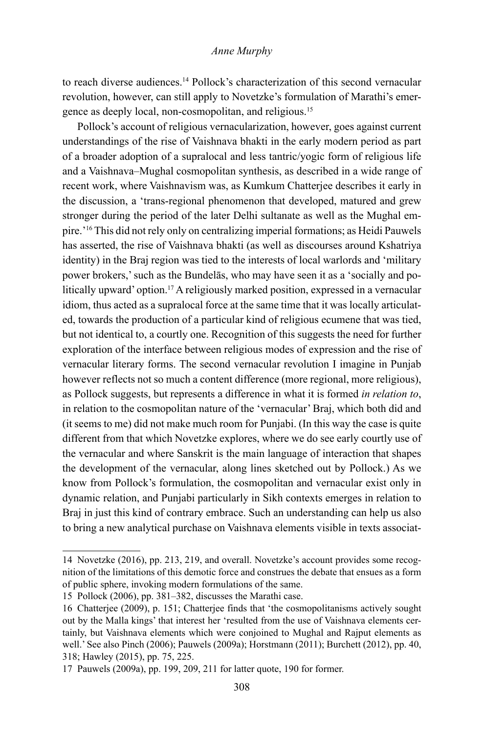to reach diverse audiences.[14] Pollock's characterization of this second vernacular revolution, however, can still apply to Novetzke's formulation of Marathi's emergence as deeply local, non-cosmopolitan, and religious.[15]

Pollock's account of religious vernacularization, however, goes against current understandings of the rise of Vaishnava bhakti in the early modern period as part of a broader adoption of a supralocal and less tantric/yogic form of religious life and a Vaishnava–Mughal cosmopolitan synthesis, as described in a wide range of recent work, where Vaishnavism was, as Kumkum Chatterjee describes it early in the discussion, a 'trans-regional phenomenon that developed, matured and grew stronger during the period of the later Delhi sultanate as well as the Mughal empire.'[16] This did not rely only on centralizing imperial formations; as Heidi Pauwels has asserted, the rise of Vaishnava bhakti (as well as discourses around Kshatriya identity) in the Braj region was tied to the interests of local warlords and 'military power brokers,' such as the Bundelās, who may have seen it as a 'socially and politically upward' option.[17] A religiously marked position, expressed in a vernacular idiom, thus acted as a supralocal force at the same time that it was locally articulated, towards the production of a particular kind of religious ecumene that was tied, but not identical to, a courtly one. Recognition of this suggests the need for further exploration of the interface between religious modes of expression and the rise of vernacular literary forms. The second vernacular revolution I imagine in Punjab however reflects not so much a content difference (more regional, more religious), as Pollock suggests, but represents a difference in what it is formed *in relation to*, in relation to the cosmopolitan nature of the 'vernacular' Braj, which both did and (it seems to me) did not make much room for Punjabi. (In this way the case is quite different from that which Novetzke explores, where we do see early courtly use of the vernacular and where Sanskrit is the main language of interaction that shapes the development of the vernacular, along lines sketched out by Pollock.) As we know from Pollock's formulation, the cosmopolitan and vernacular exist only in dynamic relation, and Punjabi particularly in Sikh contexts emerges in relation to Braj in just this kind of contrary embrace. Such an understanding can help us also to bring a new analytical purchase on Vaishnava elements visible in texts associat-

14 Novetzke (2016), pp. 213, 219, and overall. Novetzke's account provides some recognition of the limitations of this demotic force and construes the debate that ensues as a form of public sphere, invoking modern formulations of the same.

15 Pollock (2006), pp. 381–382, discusses the Marathi case.

16 Chatterjee (2009), p. 151; Chatterjee finds that 'the cosmopolitanisms actively sought out by the Malla kings' that interest her 'resulted from the use of Vaishnava elements certainly, but Vaishnava elements which were conjoined to Mughal and Rajput elements as well.' See also Pinch (2006); Pauwels (2009a); Horstmann (2011); Burchett (2012), pp. 40, 318; Hawley (2015), pp. 75, 225.

17 Pauwels (2009a), pp. 199, 209, 211 for latter quote, 190 for former.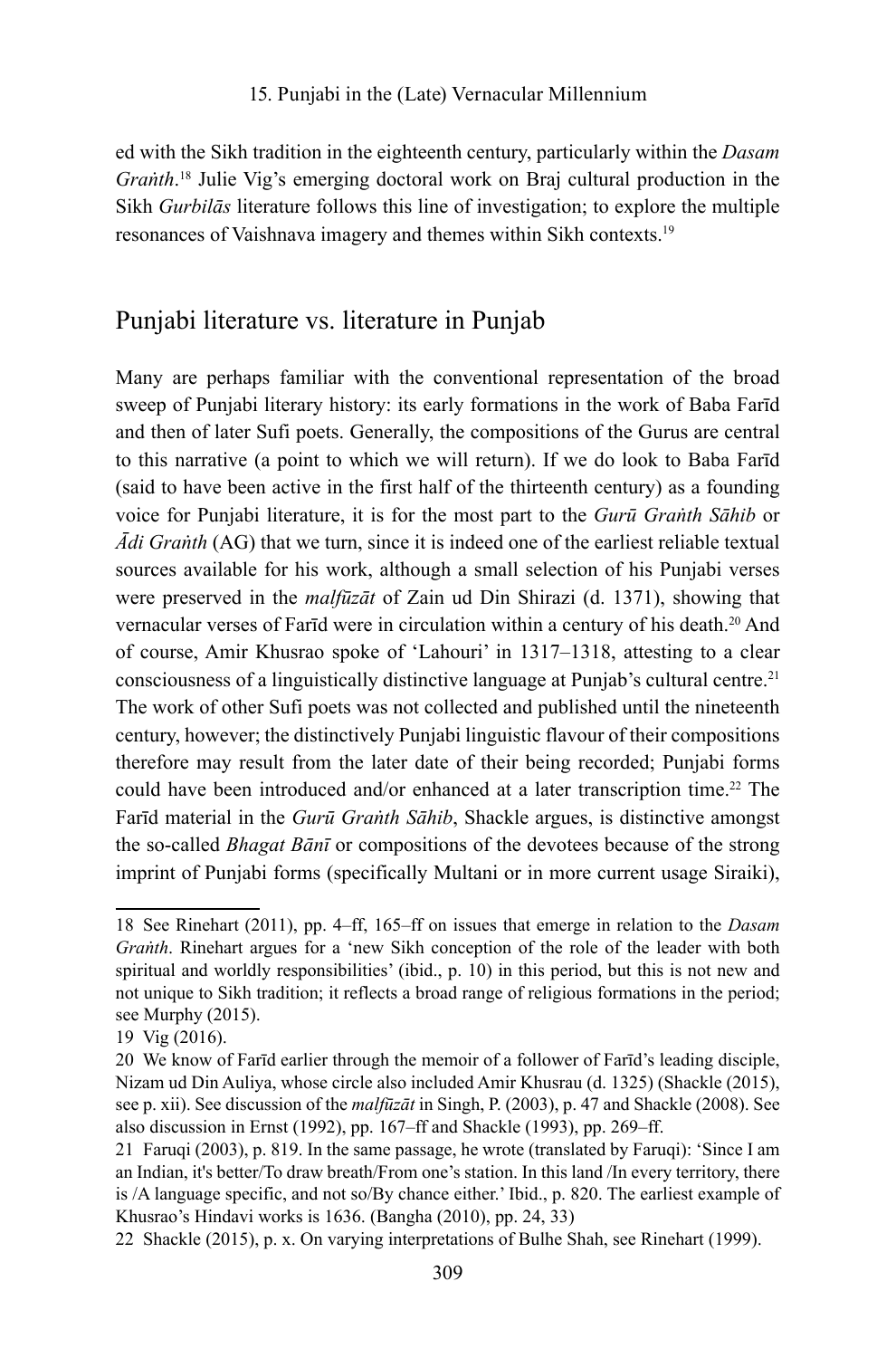ed with the Sikh tradition in the eighteenth century, particularly within the *Dasam Graṅth*.[18] Julie Vig's emerging doctoral work on Braj cultural production in the Sikh *Gurbilās* literature follows this line of investigation; to explore the multiple resonances of Vaishnava imagery and themes within Sikh contexts.[19]

## Punjabi literature vs. literature in Punjab

Many are perhaps familiar with the conventional representation of the broad sweep of Punjabi literary history: its early formations in the work of Baba Farīd and then of later Sufi poets. Generally, the compositions of the Gurus are central to this narrative (a point to which we will return). If we do look to Baba Farīd (said to have been active in the first half of the thirteenth century) as a founding voice for Punjabi literature, it is for the most part to the *Gurū Graṅth Sāhib* or *Ādi Graṅth* (AG) that we turn, since it is indeed one of the earliest reliable textual sources available for his work, although a small selection of his Punjabi verses were preserved in the *malfūzāt* of Zain ud Din Shirazi (d. 1371), showing that vernacular verses of Farīd were in circulation within a century of his death.[20] And of course, Amir Khusrao spoke of 'Lahouri' in 1317–1318, attesting to a clear consciousness of a linguistically distinctive language at Punjab's cultural centre.[21] The work of other Sufi poets was not collected and published until the nineteenth century, however; the distinctively Punjabi linguistic flavour of their compositions therefore may result from the later date of their being recorded; Punjabi forms could have been introduced and/or enhanced at a later transcription time.[22] The Farīd material in the *Gurū Graṅth Sāhib*, Shackle argues, is distinctive amongst the so-called *Bhagat Bānī* or compositions of the devotees because of the strong imprint of Punjabi forms (specifically Multani or in more current usage Siraiki),

---

18 See Rinehart (2011), pp. 4–ff, 165–ff on issues that emerge in relation to the *Dasam Graṅth*. Rinehart argues for a 'new Sikh conception of the role of the leader with both spiritual and worldly responsibilities' (ibid., p. 10) in this period, but this is not new and not unique to Sikh tradition; it reflects a broad range of religious formations in the period; see Murphy (2015).

19 Vig (2016).

20 We know of Farīd earlier through the memoir of a follower of Farīd's leading disciple, Nizam ud Din Auliya, whose circle also included Amir Khusrau (d. 1325) (Shackle (2015), see p. xii). See discussion of the *malfūzāt* in Singh, P. (2003), p. 47 and Shackle (2008). See also discussion in Ernst (1992), pp. 167–ff and Shackle (1993), pp. 269–ff.

21 Faruqi (2003), p. 819. In the same passage, he wrote (translated by Faruqi): 'Since I am an Indian, it's better/To draw breath/From one's station. In this land /In every territory, there is /A language specific, and not so/By chance either.' Ibid., p. 820. The earliest example of Khusrao's Hindavi works is 1636. (Bangha (2010), pp. 24, 33)

22 Shackle (2015), p. x. On varying interpretations of Bulhe Shah, see Rinehart (1999).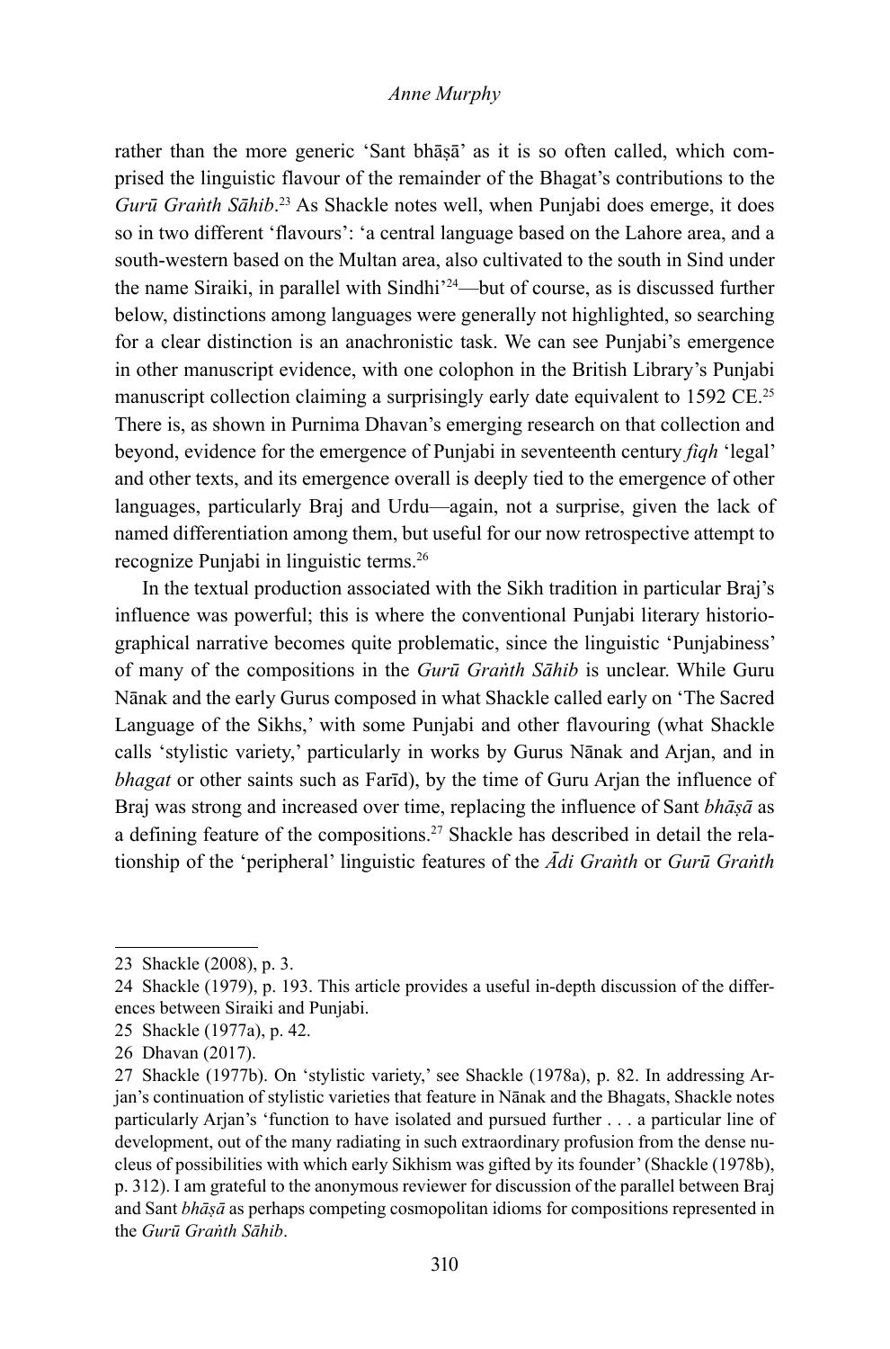rather than the more generic 'Sant bhāṣā' as it is so often called, which comprised the linguistic flavour of the remainder of the Bhagat's contributions to the *Gurū Graṅth Sāhib*.[23] As Shackle notes well, when Punjabi does emerge, it does so in two different 'flavours': 'a central language based on the Lahore area, and a south-western based on the Multan area, also cultivated to the south in Sind under the name Siraiki, in parallel with Sindhi'[24]—but of course, as is discussed further below, distinctions among languages were generally not highlighted, so searching for a clear distinction is an anachronistic task. We can see Punjabi's emergence in other manuscript evidence, with one colophon in the British Library's Punjabi manuscript collection claiming a surprisingly early date equivalent to 1592 CE.[25] There is, as shown in Purnima Dhavan's emerging research on that collection and beyond, evidence for the emergence of Punjabi in seventeenth century *fiqh* 'legal' and other texts, and its emergence overall is deeply tied to the emergence of other languages, particularly Braj and Urdu—again, not a surprise, given the lack of named differentiation among them, but useful for our now retrospective attempt to recognize Punjabi in linguistic terms.[26]

In the textual production associated with the Sikh tradition in particular Braj's influence was powerful; this is where the conventional Punjabi literary historiographical narrative becomes quite problematic, since the linguistic 'Punjabiness' of many of the compositions in the *Gurū Graṅth Sāhib* is unclear. While Guru Nānak and the early Gurus composed in what Shackle called early on 'The Sacred Language of the Sikhs,' with some Punjabi and other flavouring (what Shackle calls 'stylistic variety,' particularly in works by Gurus Nānak and Arjan, and in *bhagat* or other saints such as Farīd), by the time of Guru Arjan the influence of Braj was strong and increased over time, replacing the influence of Sant *bhāṣā* as a defining feature of the compositions.[27] Shackle has described in detail the relationship of the 'peripheral' linguistic features of the *Ādi Graṅth* or *Gurū Graṅth*

---

23 Shackle (2008), p. 3.

24 Shackle (1979), p. 193. This article provides a useful in-depth discussion of the differences between Siraiki and Punjabi.

25 Shackle (1977a), p. 42.

26 Dhavan (2017).

27 Shackle (1977b). On 'stylistic variety,' see Shackle (1978a), p. 82. In addressing Arjan's continuation of stylistic varieties that feature in Nānak and the Bhagats, Shackle notes particularly Arjan's 'function to have isolated and pursued further . . . a particular line of development, out of the many radiating in such extraordinary profusion from the dense nucleus of possibilities with which early Sikhism was gifted by its founder' (Shackle (1978b), p. 312). I am grateful to the anonymous reviewer for discussion of the parallel between Braj and Sant *bhāṣā* as perhaps competing cosmopolitan idioms for compositions represented in the *Gurū Graṅth Sāhib*.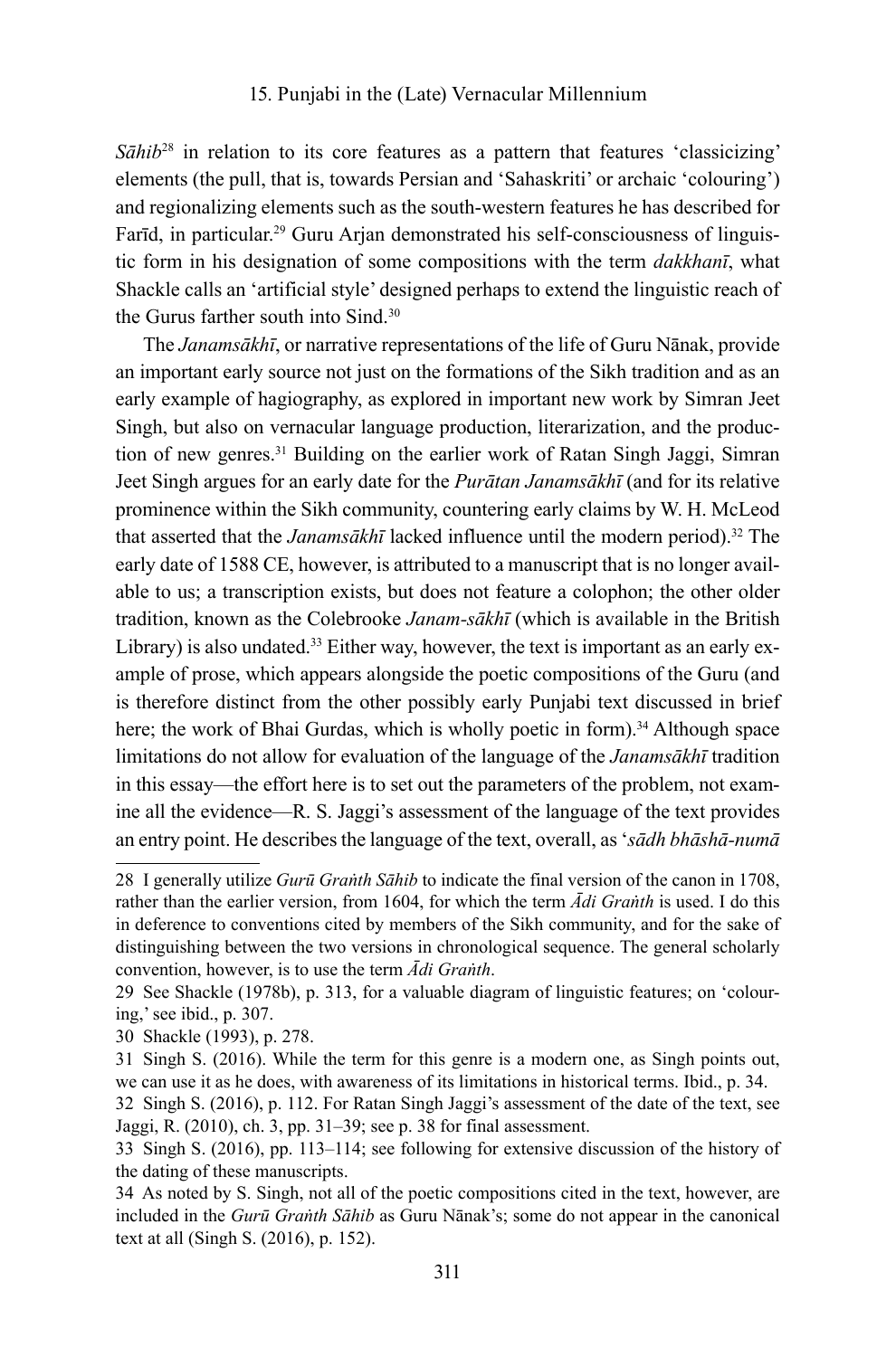*Sāhib*[28] in relation to its core features as a pattern that features 'classicizing' elements (the pull, that is, towards Persian and 'Sahaskriti' or archaic 'colouring') and regionalizing elements such as the south-western features he has described for Farīd, in particular.[29] Guru Arjan demonstrated his self-consciousness of linguistic form in his designation of some compositions with the term *dakkhanī*, what Shackle calls an 'artificial style' designed perhaps to extend the linguistic reach of the Gurus farther south into Sind.[30]

The *Janamsākhī*, or narrative representations of the life of Guru Nānak, provide an important early source not just on the formations of the Sikh tradition and as an early example of hagiography, as explored in important new work by Simran Jeet Singh, but also on vernacular language production, literarization, and the production of new genres.[31] Building on the earlier work of Ratan Singh Jaggi, Simran Jeet Singh argues for an early date for the *Purātan Janamsākhī* (and for its relative prominence within the Sikh community, countering early claims by W. H. McLeod that asserted that the *Janamsākhī* lacked influence until the modern period).[32] The early date of 1588 CE, however, is attributed to a manuscript that is no longer available to us; a transcription exists, but does not feature a colophon; the other older tradition, known as the Colebrooke *Janam-sākhī* (which is available in the British Library) is also undated.[33] Either way, however, the text is important as an early example of prose, which appears alongside the poetic compositions of the Guru (and is therefore distinct from the other possibly early Punjabi text discussed in brief here; the work of Bhai Gurdas, which is wholly poetic in form).[34] Although space limitations do not allow for evaluation of the language of the *Janamsākhī* tradition in this essay—the effort here is to set out the parameters of the problem, not examine all the evidence—R. S. Jaggi's assessment of the language of the text provides an entry point. He describes the language of the text, overall, as '*sādh bhāshā-numā*

---

28 I generally utilize *Gurū Graṅth Sāhib* to indicate the final version of the canon in 1708, rather than the earlier version, from 1604, for which the term *Ādi Graṅth* is used. I do this in deference to conventions cited by members of the Sikh community, and for the sake of distinguishing between the two versions in chronological sequence. The general scholarly convention, however, is to use the term *Ādi Graṅth*.

29 See Shackle (1978b), p. 313, for a valuable diagram of linguistic features; on 'colouring,' see ibid., p. 307.

30 Shackle (1993), p. 278.

31 Singh S. (2016). While the term for this genre is a modern one, as Singh points out, we can use it as he does, with awareness of its limitations in historical terms. Ibid., p. 34.

32 Singh S. (2016), p. 112. For Ratan Singh Jaggi's assessment of the date of the text, see Jaggi, R. (2010), ch. 3, pp. 31–39; see p. 38 for final assessment.

33 Singh S. (2016), pp. 113–114; see following for extensive discussion of the history of the dating of these manuscripts.

34 As noted by S. Singh, not all of the poetic compositions cited in the text, however, are included in the *Gurū Graṅth Sāhib* as Guru Nānak's; some do not appear in the canonical text at all (Singh S. (2016), p. 152).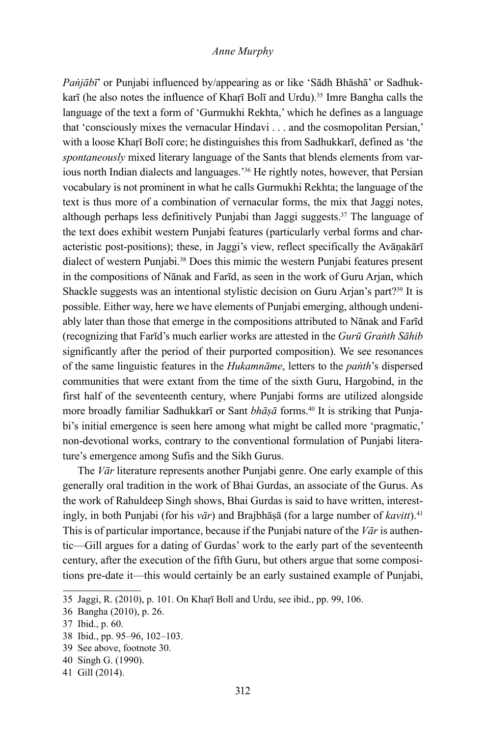*Paṅjābī*' or Punjabi influenced by/appearing as or like 'Sādh Bhāshā' or Sadhukkarī (he also notes the influence of Khaṛī Bolī and Urdu).[35] Imre Bangha calls the language of the text a form of 'Gurmukhi Rekhta,' which he defines as a language that 'consciously mixes the vernacular Hindavi . . . and the cosmopolitan Persian,' with a loose Khaṛī Bolī core; he distinguishes this from Sadhukkarī, defined as 'the *spontaneously* mixed literary language of the Sants that blends elements from various north Indian dialects and languages.'[36] He rightly notes, however, that Persian vocabulary is not prominent in what he calls Gurmukhi Rekhta; the language of the text is thus more of a combination of vernacular forms, the mix that Jaggi notes, although perhaps less definitively Punjabi than Jaggi suggests.[37] The language of the text does exhibit western Punjabi features (particularly verbal forms and characteristic post-positions); these, in Jaggi's view, reflect specifically the Avāṇakārī dialect of western Punjabi.[38] Does this mimic the western Punjabi features present in the compositions of Nānak and Farīd, as seen in the work of Guru Arjan, which Shackle suggests was an intentional stylistic decision on Guru Arjan's part?[39] It is possible. Either way, here we have elements of Punjabi emerging, although undeniably later than those that emerge in the compositions attributed to Nānak and Farīd (recognizing that Farīd's much earlier works are attested in the *Gurū Graṅth Sāhib* significantly after the period of their purported composition). We see resonances of the same linguistic features in the *Hukamnāme*, letters to the *paṅth*'s dispersed communities that were extant from the time of the sixth Guru, Hargobind, in the first half of the seventeenth century, where Punjabi forms are utilized alongside more broadly familiar Sadhukkarī or Sant *bhāṣā* forms.[40] It is striking that Punjabi's initial emergence is seen here among what might be called more 'pragmatic,' non-devotional works, contrary to the conventional formulation of Punjabi literature's emergence among Sufis and the Sikh Gurus.

The *Vār* literature represents another Punjabi genre. One early example of this generally oral tradition in the work of Bhai Gurdas, an associate of the Gurus. As the work of Rahuldeep Singh shows, Bhai Gurdas is said to have written, interestingly, in both Punjabi (for his *vār*) and Brajbhāṣā (for a large number of *kavitt*).[41] This is of particular importance, because if the Punjabi nature of the *Vār* is authentic—Gill argues for a dating of Gurdas' work to the early part of the seventeenth century, after the execution of the fifth Guru, but others argue that some compositions pre-date it—this would certainly be an early sustained example of Punjabi,

---

35 Jaggi, R. (2010), p. 101. On Khaṛī Bolī and Urdu, see ibid., pp. 99, 106.

36 Bangha (2010), p. 26.

37 Ibid., p. 60.

38 Ibid., pp. 95–96, 102–103.

39 See above, footnote 30.

40 Singh G. (1990).

41 Gill (2014).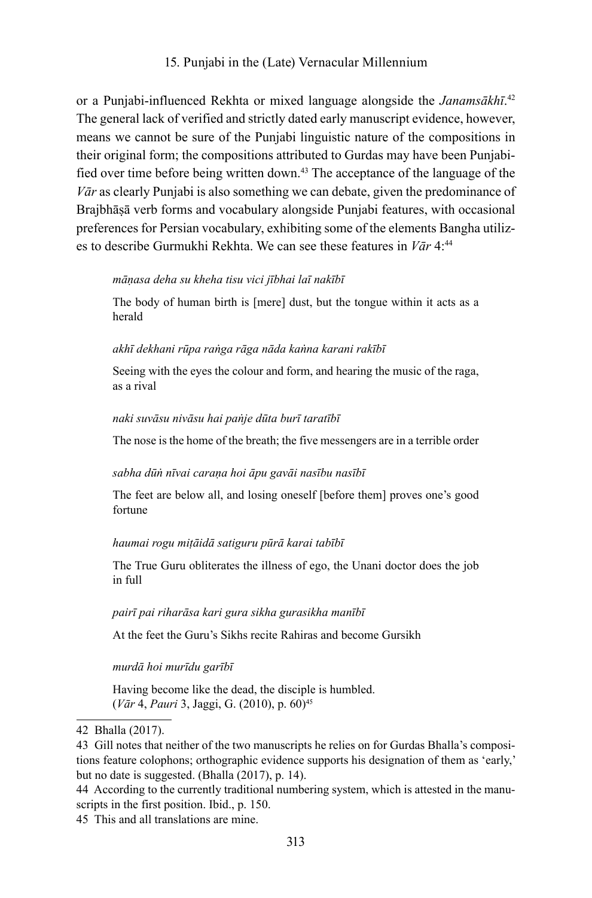or a Punjabi-influenced Rekhta or mixed language alongside the *Janamsākhī*.[42] The general lack of verified and strictly dated early manuscript evidence, however, means we cannot be sure of the Punjabi linguistic nature of the compositions in their original form; the compositions attributed to Gurdas may have been Punjabified over time before being written down.[43] The acceptance of the language of the *Vār* as clearly Punjabi is also something we can debate, given the predominance of Brajbhāṣā verb forms and vocabulary alongside Punjabi features, with occasional preferences for Persian vocabulary, exhibiting some of the elements Bangha utilizes to describe Gurmukhi Rekhta. We can see these features in *Vār* 4:[44]

> *māṇasa deha su kheha tisu vici jībhai laī nakībī*
>
> The body of human birth is [mere] dust, but the tongue within it acts as a herald
>
> *akhī dekhani rūpa raṅga rāga nāda kaṅna karani rakībī*
>
> Seeing with the eyes the colour and form, and hearing the music of the raga, as a rival
>
> *naki suvāsu nivāsu hai paṅje dūta burī taratībī*
>
> The nose is the home of the breath; the five messengers are in a terrible order
>
> *sabha dūṅ nīvai caraṇa hoi āpu gavāi nasību nasībī*
>
> The feet are below all, and losing oneself [before them] proves one's good fortune
>
> *haumai rogu miṭāidā satiguru pūrā karai tabībī*
>
> The True Guru obliterates the illness of ego, the Unani doctor does the job in full
>
> *pairī pai riharāsa kari gura sikha gurasikha manībī*
>
> At the feet the Guru's Sikhs recite Rahiras and become Gursikh
>
> *murdā hoi murīdu garībī*
>
> Having become like the dead, the disciple is humbled.
> (*Vār* 4, *Pauri* 3, Jaggi, G. (2010), p. 60)[45]

---

42 Bhalla (2017).

43 Gill notes that neither of the two manuscripts he relies on for Gurdas Bhalla's compositions feature colophons; orthographic evidence supports his designation of them as 'early,' but no date is suggested. (Bhalla (2017), p. 14).

44 According to the currently traditional numbering system, which is attested in the manuscripts in the first position. Ibid., p. 150.

45 This and all translations are mine.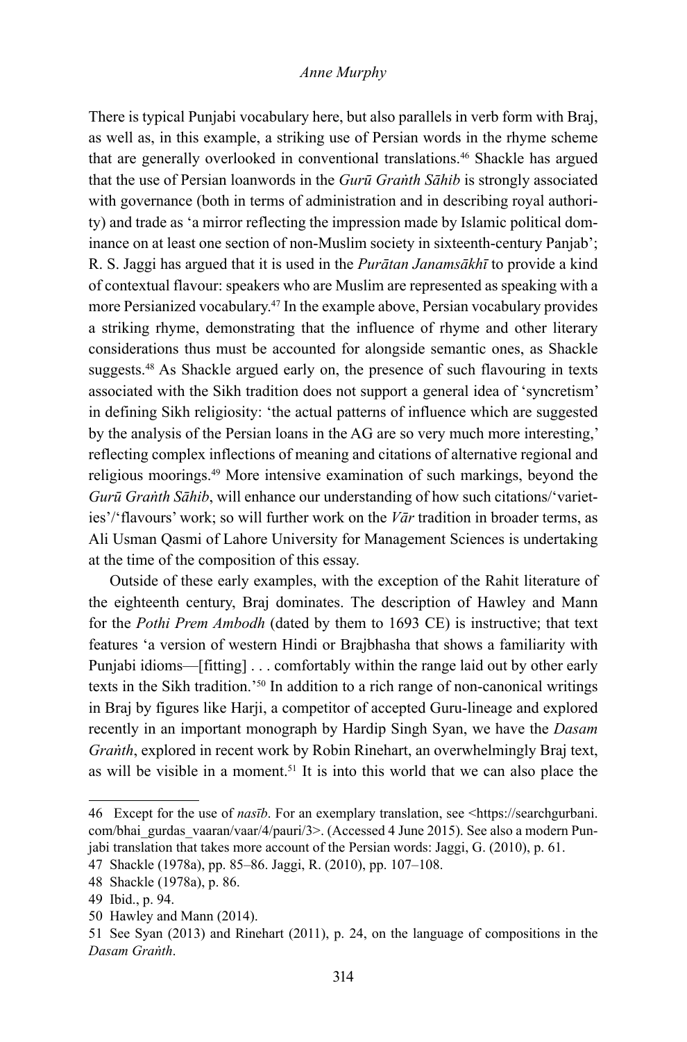There is typical Punjabi vocabulary here, but also parallels in verb form with Braj, as well as, in this example, a striking use of Persian words in the rhyme scheme that are generally overlooked in conventional translations.[46] Shackle has argued that the use of Persian loanwords in the *Gurū Graṅth Sāhib* is strongly associated with governance (both in terms of administration and in describing royal authority) and trade as 'a mirror reflecting the impression made by Islamic political dominance on at least one section of non-Muslim society in sixteenth-century Panjab'; R. S. Jaggi has argued that it is used in the *Purātan Janamsākhī* to provide a kind of contextual flavour: speakers who are Muslim are represented as speaking with a more Persianized vocabulary.[47] In the example above, Persian vocabulary provides a striking rhyme, demonstrating that the influence of rhyme and other literary considerations thus must be accounted for alongside semantic ones, as Shackle suggests.[48] As Shackle argued early on, the presence of such flavouring in texts associated with the Sikh tradition does not support a general idea of 'syncretism' in defining Sikh religiosity: 'the actual patterns of influence which are suggested by the analysis of the Persian loans in the AG are so very much more interesting,' reflecting complex inflections of meaning and citations of alternative regional and religious moorings.[49] More intensive examination of such markings, beyond the *Gurū Graṅth Sāhib*, will enhance our understanding of how such citations/'varieties'/'flavours' work; so will further work on the *Vār* tradition in broader terms, as Ali Usman Qasmi of Lahore University for Management Sciences is undertaking at the time of the composition of this essay.

Outside of these early examples, with the exception of the Rahit literature of the eighteenth century, Braj dominates. The description of Hawley and Mann for the *Pothi Prem Ambodh* (dated by them to 1693 CE) is instructive; that text features 'a version of western Hindi or Brajbhasha that shows a familiarity with Punjabi idioms—[fitting] . . . comfortably within the range laid out by other early texts in the Sikh tradition.'[50] In addition to a rich range of non-canonical writings in Braj by figures like Harji, a competitor of accepted Guru-lineage and explored recently in an important monograph by Hardip Singh Syan, we have the *Dasam Graṅth*, explored in recent work by Robin Rinehart, an overwhelmingly Braj text, as will be visible in a moment.[51] It is into this world that we can also place the

---

46 Except for the use of *nasīb*. For an exemplary translation, see <https://searchgurbani.com/bhai_gurdas_vaaran/vaar/4/pauri/3>. (Accessed 4 June 2015). See also a modern Punjabi translation that takes more account of the Persian words: Jaggi, G. (2010), p. 61.

47 Shackle (1978a), pp. 85–86. Jaggi, R. (2010), pp. 107–108.

48 Shackle (1978a), p. 86.

49 Ibid., p. 94.

50 Hawley and Mann (2014).

51 See Syan (2013) and Rinehart (2011), p. 24, on the language of compositions in the *Dasam Graṅth*.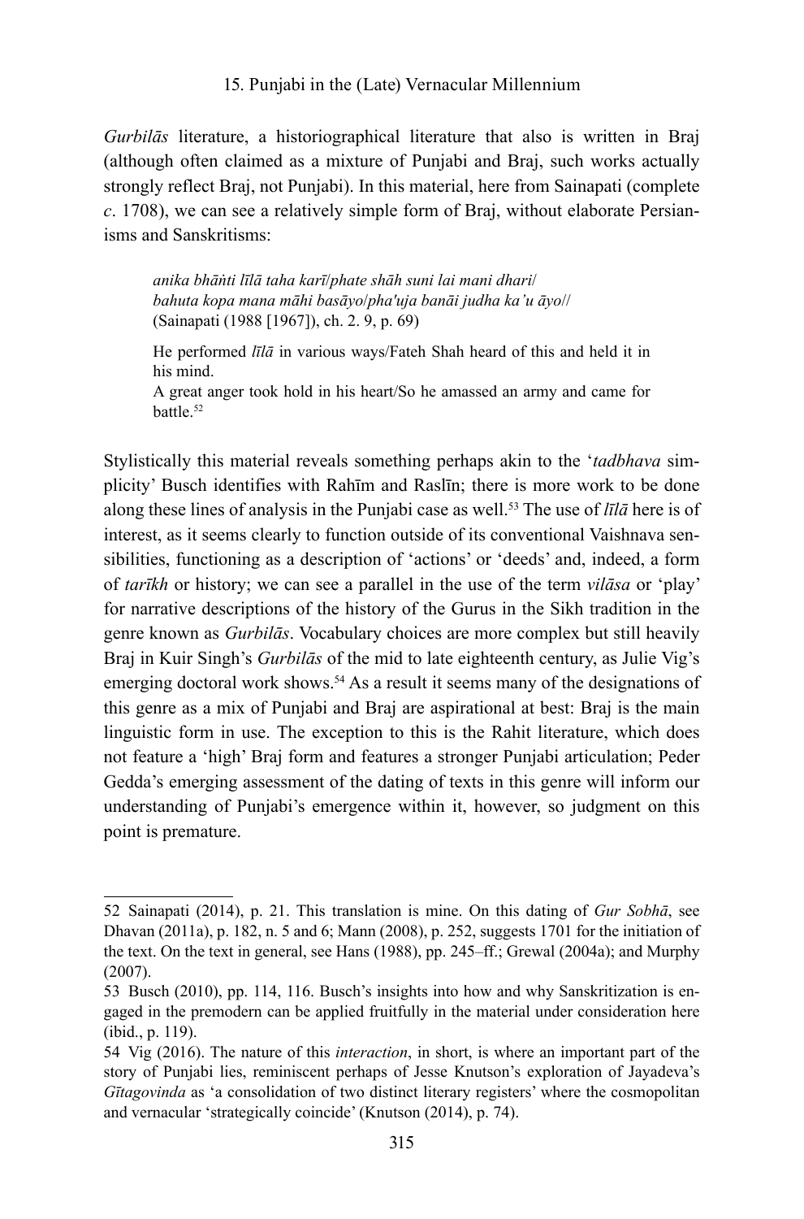*Gurbilās* literature, a historiographical literature that also is written in Braj (although often claimed as a mixture of Punjabi and Braj, such works actually strongly reflect Braj, not Punjabi). In this material, here from Sainapati (complete *c*. 1708), we can see a relatively simple form of Braj, without elaborate Persianisms and Sanskritisms:

> *anika bhāṅti līlā taha karī/phate shāh suni lai mani dhari/*
> *bahuta kopa mana māhi basāyo/pha'uja banāi judha ka'u āyo//*
> (Sainapati (1988 [1967]), ch. 2. 9, p. 69)
>
> He performed *līlā* in various ways/Fateh Shah heard of this and held it in his mind.
> A great anger took hold in his heart/So he amassed an army and came for battle.[52]

Stylistically this material reveals something perhaps akin to the '*tadbhava* simplicity' Busch identifies with Rahīm and Raslīn; there is more work to be done along these lines of analysis in the Punjabi case as well.[53] The use of *līlā* here is of interest, as it seems clearly to function outside of its conventional Vaishnava sensibilities, functioning as a description of 'actions' or 'deeds' and, indeed, a form of *tarīkh* or history; we can see a parallel in the use of the term *vilāsa* or 'play' for narrative descriptions of the history of the Gurus in the Sikh tradition in the genre known as *Gurbilās*. Vocabulary choices are more complex but still heavily Braj in Kuir Singh's *Gurbilās* of the mid to late eighteenth century, as Julie Vig's emerging doctoral work shows.[54] As a result it seems many of the designations of this genre as a mix of Punjabi and Braj are aspirational at best: Braj is the main linguistic form in use. The exception to this is the Rahit literature, which does not feature a 'high' Braj form and features a stronger Punjabi articulation; Peder Gedda's emerging assessment of the dating of texts in this genre will inform our understanding of Punjabi's emergence within it, however, so judgment on this point is premature.

---

52 Sainapati (2014), p. 21. This translation is mine. On this dating of *Gur Sobhā*, see Dhavan (2011a), p. 182, n. 5 and 6; Mann (2008), p. 252, suggests 1701 for the initiation of the text. On the text in general, see Hans (1988), pp. 245–ff.; Grewal (2004a); and Murphy (2007).

53 Busch (2010), pp. 114, 116. Busch's insights into how and why Sanskritization is engaged in the premodern can be applied fruitfully in the material under consideration here (ibid., p. 119).

54 Vig (2016). The nature of this *interaction*, in short, is where an important part of the story of Punjabi lies, reminiscent perhaps of Jesse Knutson's exploration of Jayadeva's *Gītagovinda* as 'a consolidation of two distinct literary registers' where the cosmopolitan and vernacular 'strategically coincide' (Knutson (2014), p. 74).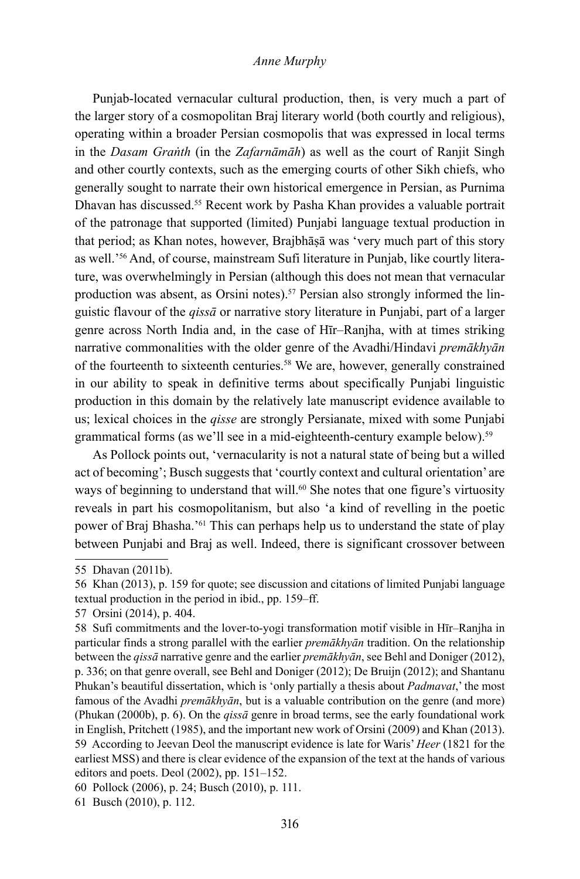Punjab-located vernacular cultural production, then, is very much a part of the larger story of a cosmopolitan Braj literary world (both courtly and religious), operating within a broader Persian cosmopolis that was expressed in local terms in the *Dasam Graṅth* (in the *Zafarnāmāh*) as well as the court of Ranjit Singh and other courtly contexts, such as the emerging courts of other Sikh chiefs, who generally sought to narrate their own historical emergence in Persian, as Purnima Dhavan has discussed.[55] Recent work by Pasha Khan provides a valuable portrait of the patronage that supported (limited) Punjabi language textual production in that period; as Khan notes, however, Brajbhāṣā was 'very much part of this story as well.'[56] And, of course, mainstream Sufi literature in Punjab, like courtly literature, was overwhelmingly in Persian (although this does not mean that vernacular production was absent, as Orsini notes).[57] Persian also strongly informed the linguistic flavour of the *qissā* or narrative story literature in Punjabi, part of a larger genre across North India and, in the case of Hīr–Ranjha, with at times striking narrative commonalities with the older genre of the Avadhi/Hindavi *premākhyān* of the fourteenth to sixteenth centuries.[58] We are, however, generally constrained in our ability to speak in definitive terms about specifically Punjabi linguistic production in this domain by the relatively late manuscript evidence available to us; lexical choices in the *qisse* are strongly Persianate, mixed with some Punjabi grammatical forms (as we'll see in a mid-eighteenth-century example below).[59]

As Pollock points out, 'vernacularity is not a natural state of being but a willed act of becoming'; Busch suggests that 'courtly context and cultural orientation' are ways of beginning to understand that will.[60] She notes that one figure's virtuosity reveals in part his cosmopolitanism, but also 'a kind of revelling in the poetic power of Braj Bhasha.'[61] This can perhaps help us to understand the state of play between Punjabi and Braj as well. Indeed, there is significant crossover between

---

55 Dhavan (2011b).

56 Khan (2013), p. 159 for quote; see discussion and citations of limited Punjabi language textual production in the period in ibid., pp. 159–ff.

57 Orsini (2014), p. 404.

58 Sufi commitments and the lover-to-yogi transformation motif visible in Hīr–Ranjha in particular finds a strong parallel with the earlier *premākhyān* tradition. On the relationship between the *qissā* narrative genre and the earlier *premākhyān*, see Behl and Doniger (2012), p. 336; on that genre overall, see Behl and Doniger (2012); De Bruijn (2012); and Shantanu Phukan's beautiful dissertation, which is 'only partially a thesis about *Padmavat*,' the most famous of the Avadhi *premākhyān*, but is a valuable contribution on the genre (and more) (Phukan (2000b), p. 6). On the *qissā* genre in broad terms, see the early foundational work in English, Pritchett (1985), and the important new work of Orsini (2009) and Khan (2013).

59 According to Jeevan Deol the manuscript evidence is late for Waris' *Heer* (1821 for the earliest MSS) and there is clear evidence of the expansion of the text at the hands of various editors and poets. Deol (2002), pp. 151–152.

60 Pollock (2006), p. 24; Busch (2010), p. 111.

61 Busch (2010), p. 112.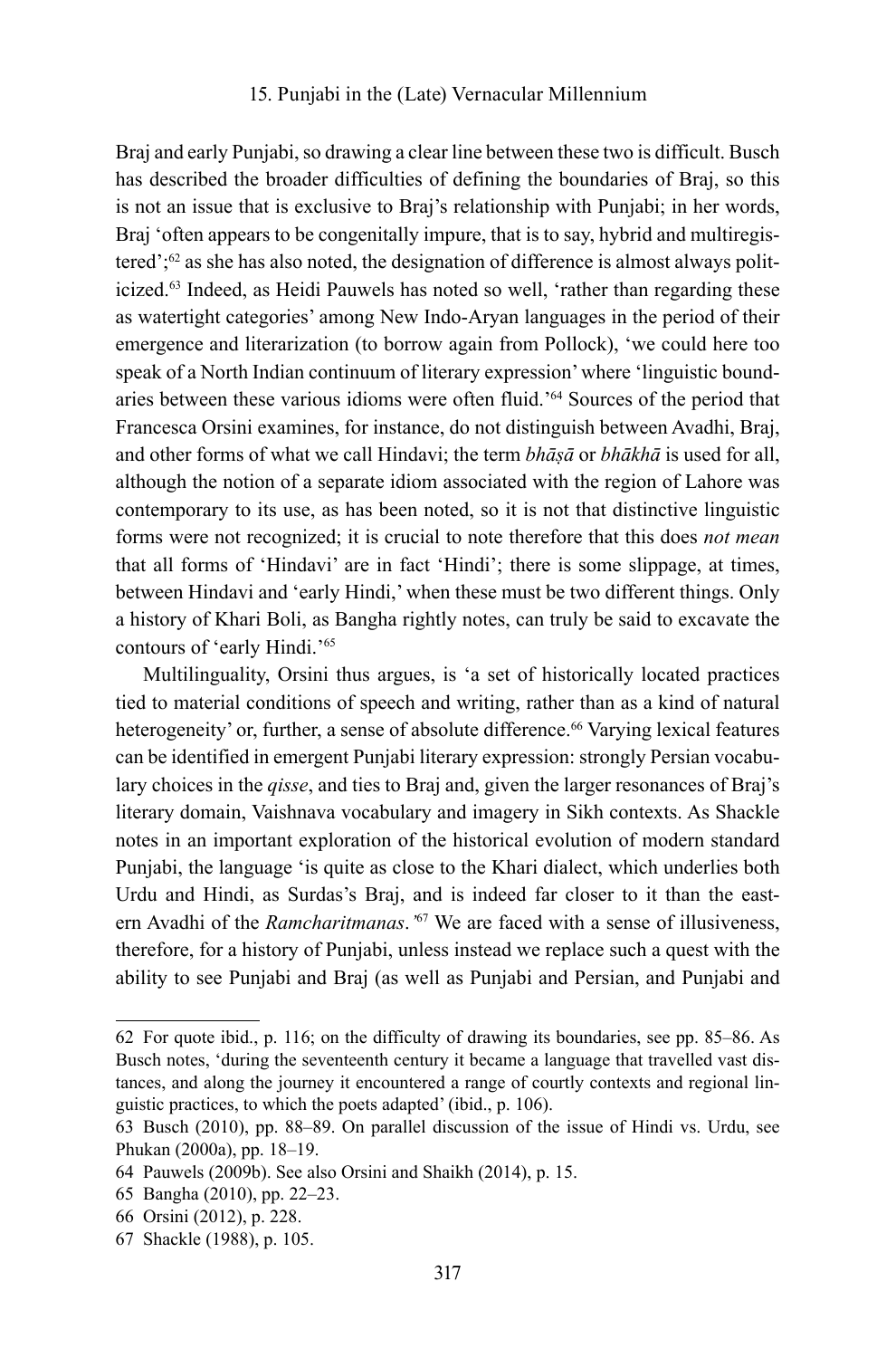Braj and early Punjabi, so drawing a clear line between these two is difficult. Busch has described the broader difficulties of defining the boundaries of Braj, so this is not an issue that is exclusive to Braj's relationship with Punjabi; in her words, Braj 'often appears to be congenitally impure, that is to say, hybrid and multiregistered';[62] as she has also noted, the designation of difference is almost always politicized.[63] Indeed, as Heidi Pauwels has noted so well, 'rather than regarding these as watertight categories' among New Indo-Aryan languages in the period of their emergence and literarization (to borrow again from Pollock), 'we could here too speak of a North Indian continuum of literary expression' where 'linguistic boundaries between these various idioms were often fluid.'[64] Sources of the period that Francesca Orsini examines, for instance, do not distinguish between Avadhi, Braj, and other forms of what we call Hindavi; the term *bhāṣā* or *bhākhā* is used for all, although the notion of a separate idiom associated with the region of Lahore was contemporary to its use, as has been noted, so it is not that distinctive linguistic forms were not recognized; it is crucial to note therefore that this does *not mean* that all forms of 'Hindavi' are in fact 'Hindi'; there is some slippage, at times, between Hindavi and 'early Hindi,' when these must be two different things. Only a history of Khari Boli, as Bangha rightly notes, can truly be said to excavate the contours of 'early Hindi.'[65]

Multilinguality, Orsini thus argues, is 'a set of historically located practices tied to material conditions of speech and writing, rather than as a kind of natural heterogeneity' or, further, a sense of absolute difference.[66] Varying lexical features can be identified in emergent Punjabi literary expression: strongly Persian vocabulary choices in the *qisse*, and ties to Braj and, given the larger resonances of Braj's literary domain, Vaishnava vocabulary and imagery in Sikh contexts. As Shackle notes in an important exploration of the historical evolution of modern standard Punjabi, the language 'is quite as close to the Khari dialect, which underlies both Urdu and Hindi, as Surdas's Braj, and is indeed far closer to it than the eastern Avadhi of the *Ramcharitmanas*.'[67] We are faced with a sense of illusiveness, therefore, for a history of Punjabi, unless instead we replace such a quest with the ability to see Punjabi and Braj (as well as Punjabi and Persian, and Punjabi and

---

62 For quote ibid., p. 116; on the difficulty of drawing its boundaries, see pp. 85–86. As Busch notes, 'during the seventeenth century it became a language that travelled vast distances, and along the journey it encountered a range of courtly contexts and regional linguistic practices, to which the poets adapted' (ibid., p. 106).

63 Busch (2010), pp. 88–89. On parallel discussion of the issue of Hindi vs. Urdu, see Phukan (2000a), pp. 18–19.

64 Pauwels (2009b). See also Orsini and Shaikh (2014), p. 15.

65 Bangha (2010), pp. 22–23.

66 Orsini (2012), p. 228.

67 Shackle (1988), p. 105.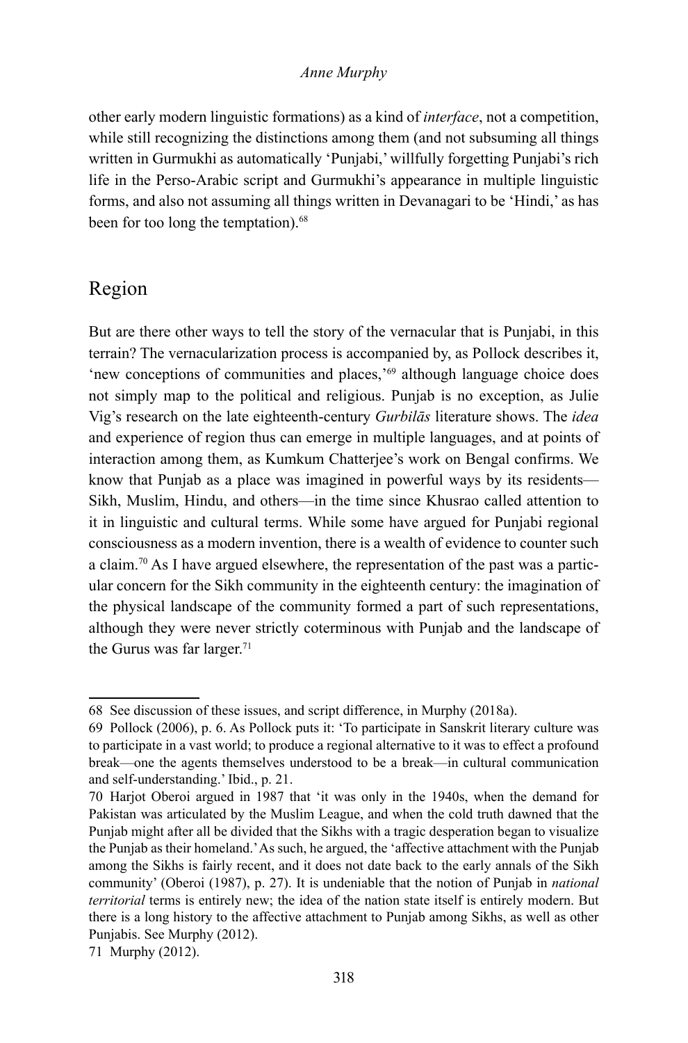other early modern linguistic formations) as a kind of *interface*, not a competition, while still recognizing the distinctions among them (and not subsuming all things written in Gurmukhi as automatically 'Punjabi,' willfully forgetting Punjabi's rich life in the Perso-Arabic script and Gurmukhi's appearance in multiple linguistic forms, and also not assuming all things written in Devanagari to be 'Hindi,' as has been for too long the temptation).[68]

## Region

But are there other ways to tell the story of the vernacular that is Punjabi, in this terrain? The vernacularization process is accompanied by, as Pollock describes it, 'new conceptions of communities and places,'[69] although language choice does not simply map to the political and religious. Punjab is no exception, as Julie Vig's research on the late eighteenth-century *Gurbilās* literature shows. The *idea* and experience of region thus can emerge in multiple languages, and at points of interaction among them, as Kumkum Chatterjee's work on Bengal confirms. We know that Punjab as a place was imagined in powerful ways by its residents—Sikh, Muslim, Hindu, and others—in the time since Khusrao called attention to it in linguistic and cultural terms. While some have argued for Punjabi regional consciousness as a modern invention, there is a wealth of evidence to counter such a claim.[70] As I have argued elsewhere, the representation of the past was a particular concern for the Sikh community in the eighteenth century: the imagination of the physical landscape of the community formed a part of such representations, although they were never strictly coterminous with Punjab and the landscape of the Gurus was far larger.[71]

---

68 See discussion of these issues, and script difference, in Murphy (2018a).

69 Pollock (2006), p. 6. As Pollock puts it: 'To participate in Sanskrit literary culture was to participate in a vast world; to produce a regional alternative to it was to effect a profound break—one the agents themselves understood to be a break—in cultural communication and self-understanding.' Ibid., p. 21.

70 Harjot Oberoi argued in 1987 that 'it was only in the 1940s, when the demand for Pakistan was articulated by the Muslim League, and when the cold truth dawned that the Punjab might after all be divided that the Sikhs with a tragic desperation began to visualize the Punjab as their homeland.' As such, he argued, the 'affective attachment with the Punjab among the Sikhs is fairly recent, and it does not date back to the early annals of the Sikh community' (Oberoi (1987), p. 27). It is undeniable that the notion of Punjab in *national territorial* terms is entirely new; the idea of the nation state itself is entirely modern. But there is a long history to the affective attachment to Punjab among Sikhs, as well as other Punjabis. See Murphy (2012).

71 Murphy (2012).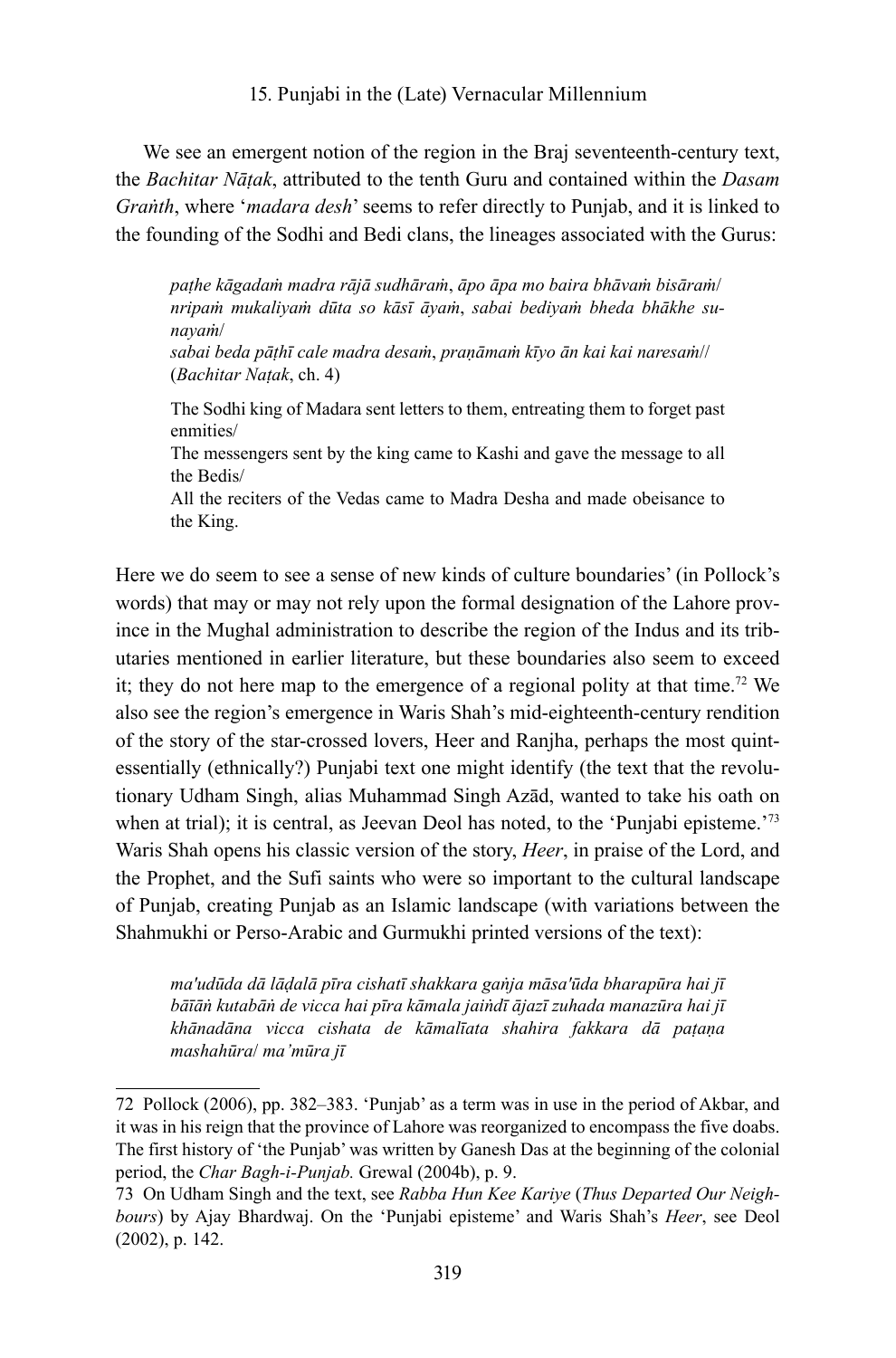We see an emergent notion of the region in the Braj seventeenth-century text, the *Bachitar Nāṭak*, attributed to the tenth Guru and contained within the *Dasam Graṅth*, where '*madara desh*' seems to refer directly to Punjab, and it is linked to the founding of the Sodhi and Bedi clans, the lineages associated with the Gurus:

> *paṭhe kāgadaṁ madra rājā sudhāraṁ, āpo āpa mo baira bhāvaṁ bisāraṁ/*
> *nripaṁ mukaliyaṁ dūta so kāsī āyaṁ, sabai bediyaṁ bheda bhākhe sunayaṁ/*
> *sabai beda pāṭhī cale madra desaṁ, praṇāmaṁ kīyo ān kai kai naresaṁ//*
> (*Bachitar Naṭak*, ch. 4)
>
> The Sodhi king of Madara sent letters to them, entreating them to forget past enmities/
> The messengers sent by the king came to Kashi and gave the message to all the Bedis/
> All the reciters of the Vedas came to Madra Desha and made obeisance to the King.

Here we do seem to see a sense of new kinds of culture boundaries' (in Pollock's words) that may or may not rely upon the formal designation of the Lahore province in the Mughal administration to describe the region of the Indus and its tributaries mentioned in earlier literature, but these boundaries also seem to exceed it; they do not here map to the emergence of a regional polity at that time.[72] We also see the region's emergence in Waris Shah's mid-eighteenth-century rendition of the story of the star-crossed lovers, Heer and Ranjha, perhaps the most quintessentially (ethnically?) Punjabi text one might identify (the text that the revolutionary Udham Singh, alias Muhammad Singh Azād, wanted to take his oath on when at trial); it is central, as Jeevan Deol has noted, to the 'Punjabi episteme.'[73] Waris Shah opens his classic version of the story, *Heer*, in praise of the Lord, and the Prophet, and the Sufi saints who were so important to the cultural landscape of Punjab, creating Punjab as an Islamic landscape (with variations between the Shahmukhi or Perso-Arabic and Gurmukhi printed versions of the text):

> *ma'udūda dā lāḍalā pīra cishatī shakkara gaṅja māsa'ūda bharapūra hai jī*
> *bāīāṅ kutabāṅ de vicca hai pīra kāmala jaiṅdī ājazī zuhada manazūra hai jī*
> *khānadāna vicca cishata de kāmalīata shahira fakkara dā paṭaṇa mashahūra/ ma'mūra jī*

---

72 Pollock (2006), pp. 382–383. 'Punjab' as a term was in use in the period of Akbar, and it was in his reign that the province of Lahore was reorganized to encompass the five doabs. The first history of 'the Punjab' was written by Ganesh Das at the beginning of the colonial period, the *Char Bagh-i-Punjab.* Grewal (2004b), p. 9.

73 On Udham Singh and the text, see *Rabba Hun Kee Kariye* (*Thus Departed Our Neighbours*) by Ajay Bhardwaj. On the 'Punjabi episteme' and Waris Shah's *Heer*, see Deol (2002), p. 142.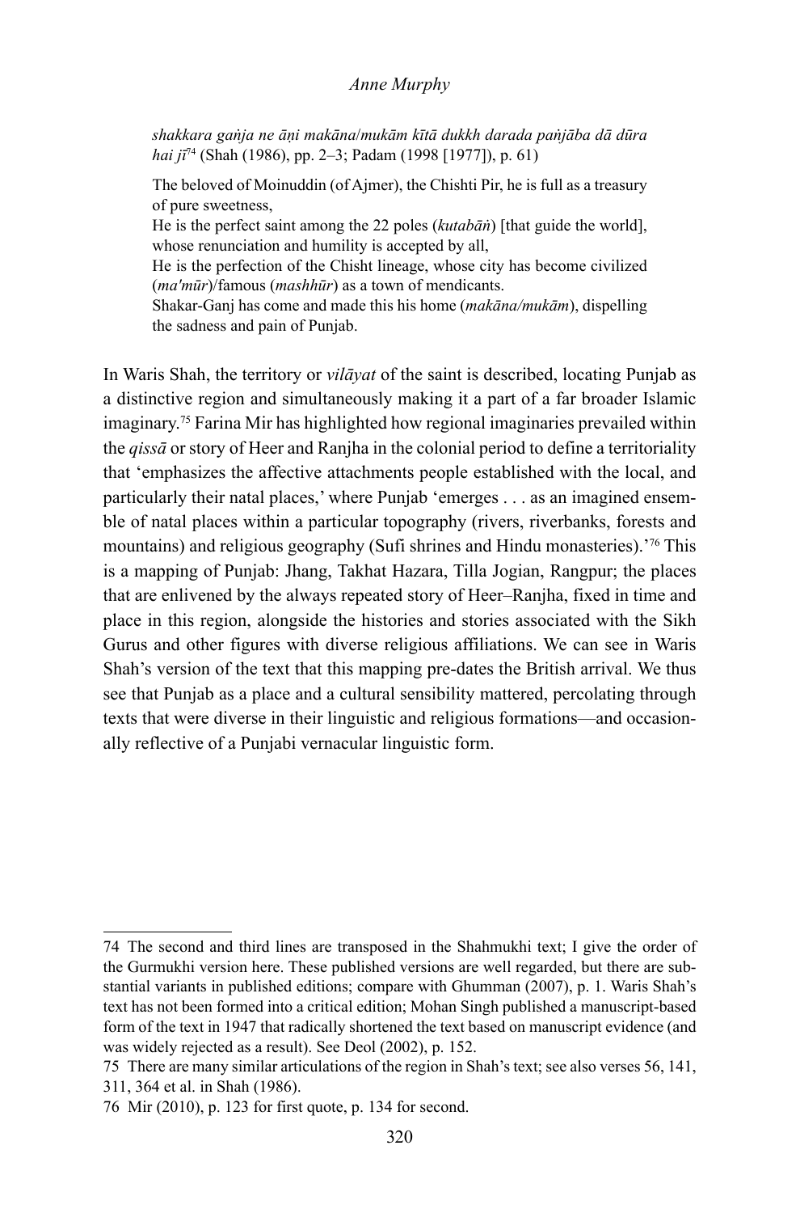*shakkara gaṅja ne āṇi makāna/mukām kītā dukkh darada paṅjāba dā dūra hai jī*[74] (Shah (1986), pp. 2–3; Padam (1998 [1977]), p. 61)

> The beloved of Moinuddin (of Ajmer), the Chishti Pir, he is full as a treasury of pure sweetness,
> He is the perfect saint among the 22 poles (*kutabāṅ*) [that guide the world], whose renunciation and humility is accepted by all,
> He is the perfection of the Chisht lineage, whose city has become civilized (*ma'mūr*)/famous (*mashhūr*) as a town of mendicants.
> Shakar-Ganj has come and made this his home (*makāna/mukām*), dispelling the sadness and pain of Punjab.

In Waris Shah, the territory or *vilāyat* of the saint is described, locating Punjab as a distinctive region and simultaneously making it a part of a far broader Islamic imaginary.[75] Farina Mir has highlighted how regional imaginaries prevailed within the *qissā* or story of Heer and Ranjha in the colonial period to define a territoriality that 'emphasizes the affective attachments people established with the local, and particularly their natal places,' where Punjab 'emerges . . . as an imagined ensemble of natal places within a particular topography (rivers, riverbanks, forests and mountains) and religious geography (Sufi shrines and Hindu monasteries).'[76] This is a mapping of Punjab: Jhang, Takhat Hazara, Tilla Jogian, Rangpur; the places that are enlivened by the always repeated story of Heer–Ranjha, fixed in time and place in this region, alongside the histories and stories associated with the Sikh Gurus and other figures with diverse religious affiliations. We can see in Waris Shah's version of the text that this mapping pre-dates the British arrival. We thus see that Punjab as a place and a cultural sensibility mattered, percolating through texts that were diverse in their linguistic and religious formations—and occasionally reflective of a Punjabi vernacular linguistic form.

---

74 The second and third lines are transposed in the Shahmukhi text; I give the order of the Gurmukhi version here. These published versions are well regarded, but there are substantial variants in published editions; compare with Ghumman (2007), p. 1. Waris Shah's text has not been formed into a critical edition; Mohan Singh published a manuscript-based form of the text in 1947 that radically shortened the text based on manuscript evidence (and was widely rejected as a result). See Deol (2002), p. 152.

75 There are many similar articulations of the region in Shah's text; see also verses 56, 141, 311, 364 et al. in Shah (1986).

76 Mir (2010), p. 123 for first quote, p. 134 for second.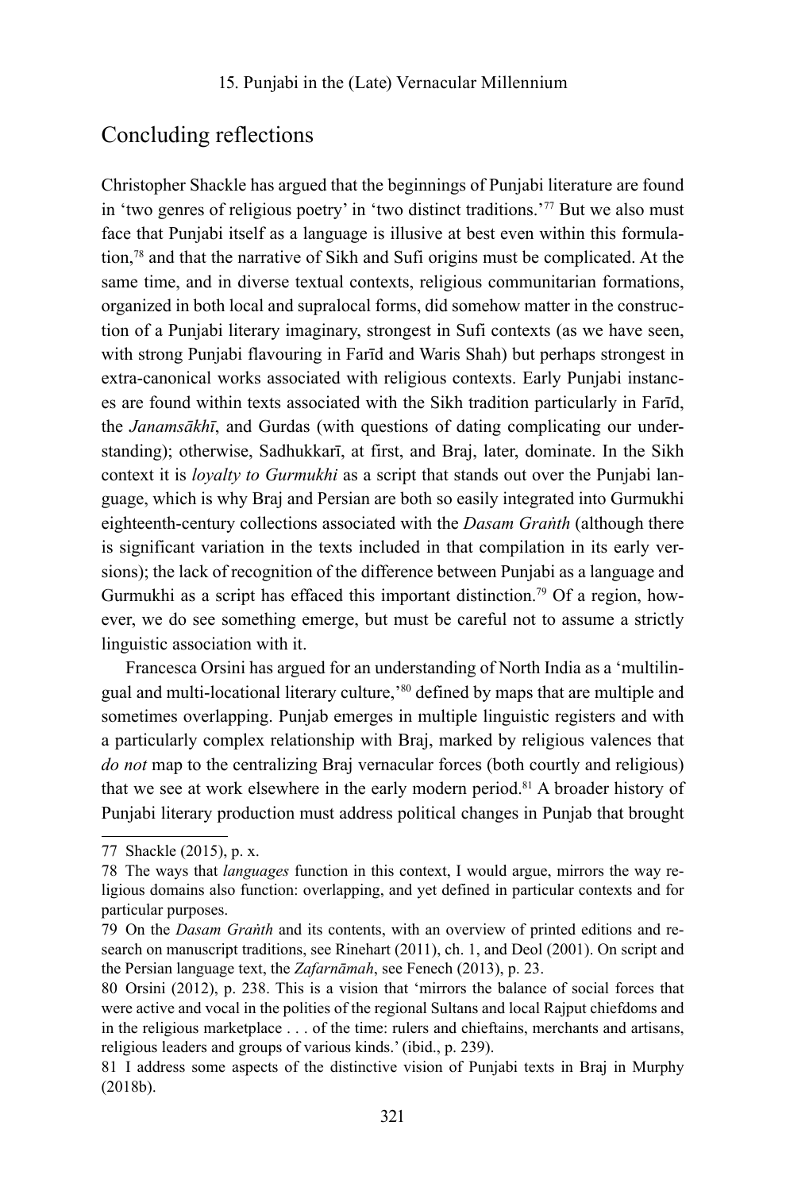## Concluding reflections

Christopher Shackle has argued that the beginnings of Punjabi literature are found in 'two genres of religious poetry' in 'two distinct traditions.'[77] But we also must face that Punjabi itself as a language is illusive at best even within this formulation,[78] and that the narrative of Sikh and Sufi origins must be complicated. At the same time, and in diverse textual contexts, religious communitarian formations, organized in both local and supralocal forms, did somehow matter in the construction of a Punjabi literary imaginary, strongest in Sufi contexts (as we have seen, with strong Punjabi flavouring in Farīd and Waris Shah) but perhaps strongest in extra-canonical works associated with religious contexts. Early Punjabi instances are found within texts associated with the Sikh tradition particularly in Farīd, the *Janamsākhī*, and Gurdas (with questions of dating complicating our understanding); otherwise, Sadhukkarī, at first, and Braj, later, dominate. In the Sikh context it is *loyalty to Gurmukhi* as a script that stands out over the Punjabi language, which is why Braj and Persian are both so easily integrated into Gurmukhi eighteenth-century collections associated with the *Dasam Graṅth* (although there is significant variation in the texts included in that compilation in its early versions); the lack of recognition of the difference between Punjabi as a language and Gurmukhi as a script has effaced this important distinction.[79] Of a region, however, we do see something emerge, but must be careful not to assume a strictly linguistic association with it.

Francesca Orsini has argued for an understanding of North India as a 'multilingual and multi-locational literary culture,'[80] defined by maps that are multiple and sometimes overlapping. Punjab emerges in multiple linguistic registers and with a particularly complex relationship with Braj, marked by religious valences that *do not* map to the centralizing Braj vernacular forces (both courtly and religious) that we see at work elsewhere in the early modern period.[81] A broader history of Punjabi literary production must address political changes in Punjab that brought

---

77 Shackle (2015), p. x.

78 The ways that *languages* function in this context, I would argue, mirrors the way religious domains also function: overlapping, and yet defined in particular contexts and for particular purposes.

79 On the *Dasam Graṅth* and its contents, with an overview of printed editions and research on manuscript traditions, see Rinehart (2011), ch. 1, and Deol (2001). On script and the Persian language text, the *Zafarnāmah*, see Fenech (2013), p. 23.

80 Orsini (2012), p. 238. This is a vision that 'mirrors the balance of social forces that were active and vocal in the polities of the regional Sultans and local Rajput chiefdoms and in the religious marketplace . . . of the time: rulers and chieftains, merchants and artisans, religious leaders and groups of various kinds.' (ibid., p. 239).

81 I address some aspects of the distinctive vision of Punjabi texts in Braj in Murphy (2018b).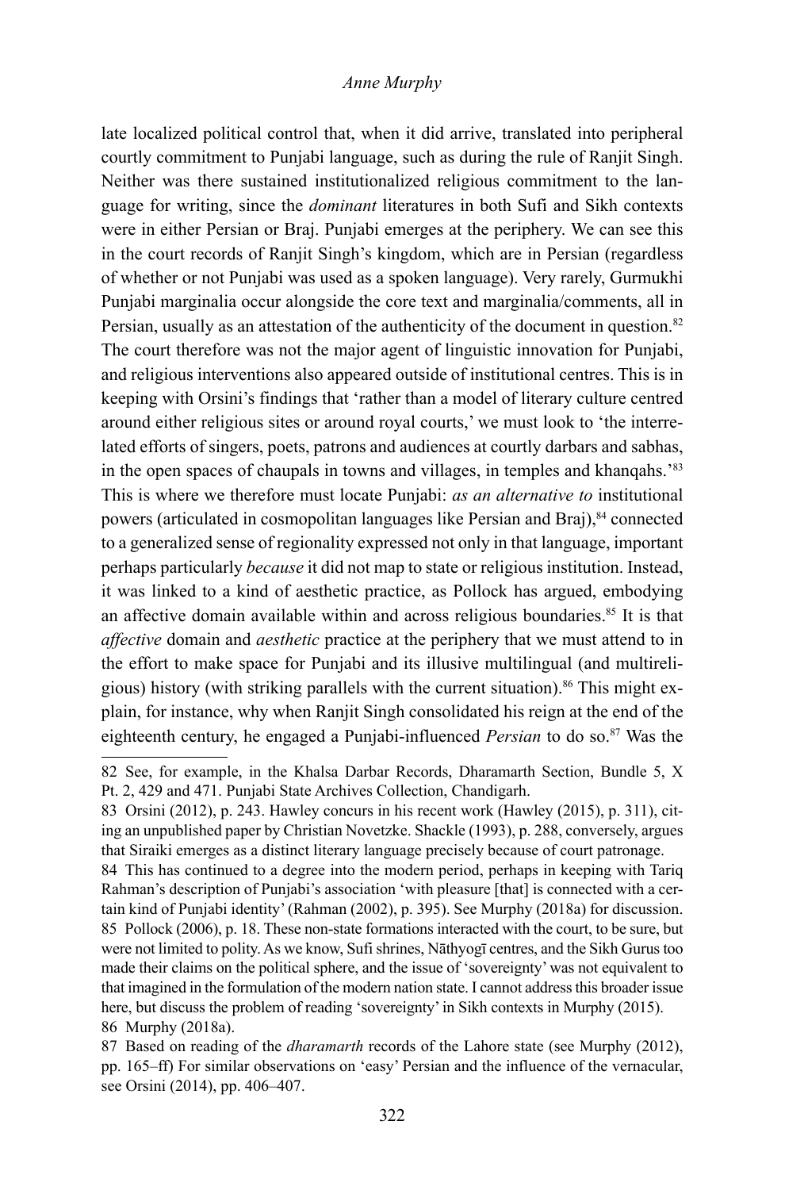late localized political control that, when it did arrive, translated into peripheral courtly commitment to Punjabi language, such as during the rule of Ranjit Singh. Neither was there sustained institutionalized religious commitment to the language for writing, since the *dominant* literatures in both Sufi and Sikh contexts were in either Persian or Braj. Punjabi emerges at the periphery. We can see this in the court records of Ranjit Singh's kingdom, which are in Persian (regardless of whether or not Punjabi was used as a spoken language). Very rarely, Gurmukhi Punjabi marginalia occur alongside the core text and marginalia/comments, all in Persian, usually as an attestation of the authenticity of the document in question.[82] The court therefore was not the major agent of linguistic innovation for Punjabi, and religious interventions also appeared outside of institutional centres. This is in keeping with Orsini's findings that 'rather than a model of literary culture centred around either religious sites or around royal courts,' we must look to 'the interrelated efforts of singers, poets, patrons and audiences at courtly darbars and sabhas, in the open spaces of chaupals in towns and villages, in temples and khanqahs.'[83] This is where we therefore must locate Punjabi: *as an alternative to* institutional powers (articulated in cosmopolitan languages like Persian and Braj),[84] connected to a generalized sense of regionality expressed not only in that language, important perhaps particularly *because* it did not map to state or religious institution. Instead, it was linked to a kind of aesthetic practice, as Pollock has argued, embodying an affective domain available within and across religious boundaries.[85] It is that *affective* domain and *aesthetic* practice at the periphery that we must attend to in the effort to make space for Punjabi and its illusive multilingual (and multireligious) history (with striking parallels with the current situation).[86] This might explain, for instance, why when Ranjit Singh consolidated his reign at the end of the eighteenth century, he engaged a Punjabi-influenced *Persian* to do so.[87] Was the

---

82 See, for example, in the Khalsa Darbar Records, Dharamarth Section, Bundle 5, X Pt. 2, 429 and 471. Punjabi State Archives Collection, Chandigarh.

83 Orsini (2012), p. 243. Hawley concurs in his recent work (Hawley (2015), p. 311), citing an unpublished paper by Christian Novetzke. Shackle (1993), p. 288, conversely, argues that Siraiki emerges as a distinct literary language precisely because of court patronage.

84 This has continued to a degree into the modern period, perhaps in keeping with Tariq Rahman's description of Punjabi's association 'with pleasure [that] is connected with a certain kind of Punjabi identity' (Rahman (2002), p. 395). See Murphy (2018a) for discussion.

85 Pollock (2006), p. 18. These non-state formations interacted with the court, to be sure, but were not limited to polity. As we know, Sufi shrines, Nāthyogī centres, and the Sikh Gurus too made their claims on the political sphere, and the issue of 'sovereignty' was not equivalent to that imagined in the formulation of the modern nation state. I cannot address this broader issue here, but discuss the problem of reading 'sovereignty' in Sikh contexts in Murphy (2015).

86 Murphy (2018a).

87 Based on reading of the *dharamarth* records of the Lahore state (see Murphy (2012), pp. 165–ff) For similar observations on 'easy' Persian and the influence of the vernacular, see Orsini (2014), pp. 406–407.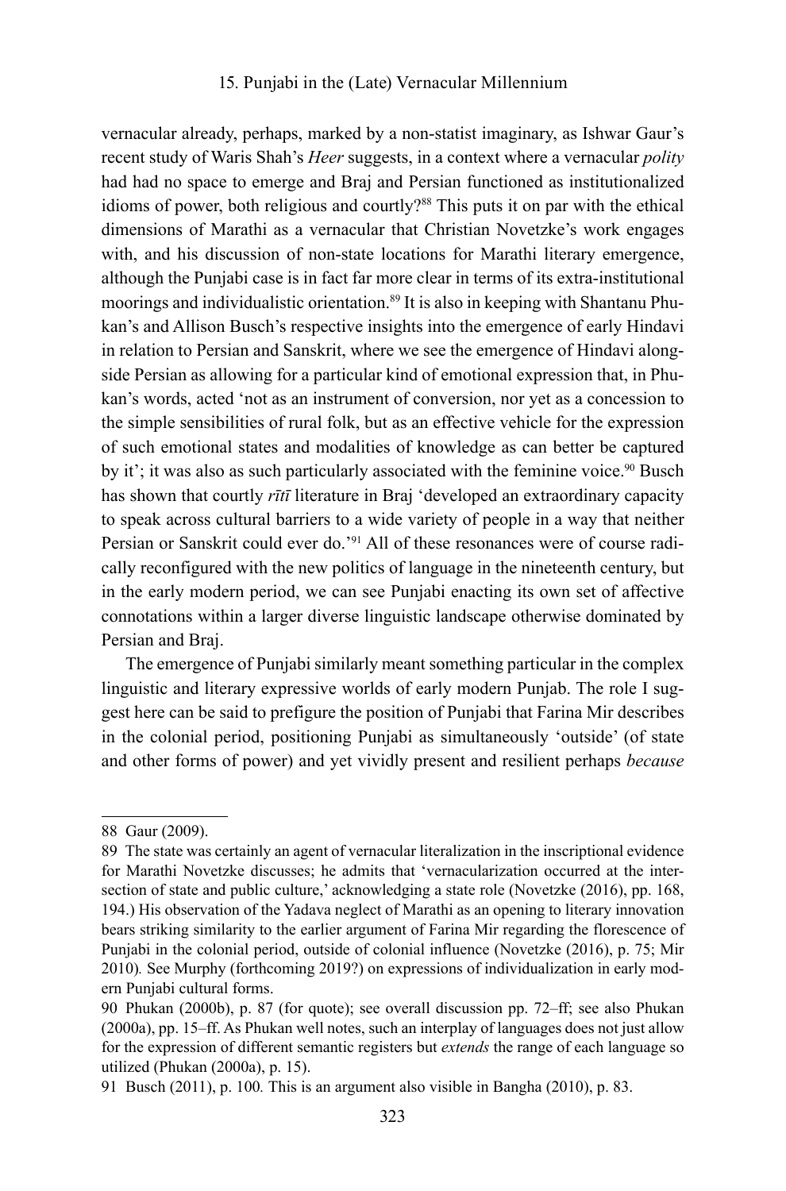vernacular already, perhaps, marked by a non-statist imaginary, as Ishwar Gaur's recent study of Waris Shah's *Heer* suggests, in a context where a vernacular *polity* had had no space to emerge and Braj and Persian functioned as institutionalized idioms of power, both religious and courtly?[88] This puts it on par with the ethical dimensions of Marathi as a vernacular that Christian Novetzke's work engages with, and his discussion of non-state locations for Marathi literary emergence, although the Punjabi case is in fact far more clear in terms of its extra-institutional moorings and individualistic orientation.[89] It is also in keeping with Shantanu Phukan's and Allison Busch's respective insights into the emergence of early Hindavi in relation to Persian and Sanskrit, where we see the emergence of Hindavi alongside Persian as allowing for a particular kind of emotional expression that, in Phukan's words, acted 'not as an instrument of conversion, nor yet as a concession to the simple sensibilities of rural folk, but as an effective vehicle for the expression of such emotional states and modalities of knowledge as can better be captured by it'; it was also as such particularly associated with the feminine voice.[90] Busch has shown that courtly *rītī* literature in Braj 'developed an extraordinary capacity to speak across cultural barriers to a wide variety of people in a way that neither Persian or Sanskrit could ever do.'[91] All of these resonances were of course radically reconfigured with the new politics of language in the nineteenth century, but in the early modern period, we can see Punjabi enacting its own set of affective connotations within a larger diverse linguistic landscape otherwise dominated by Persian and Braj.

The emergence of Punjabi similarly meant something particular in the complex linguistic and literary expressive worlds of early modern Punjab. The role I suggest here can be said to prefigure the position of Punjabi that Farina Mir describes in the colonial period, positioning Punjabi as simultaneously 'outside' (of state and other forms of power) and yet vividly present and resilient perhaps *because*

---

88 Gaur (2009).

89 The state was certainly an agent of vernacular literalization in the inscriptional evidence for Marathi Novetzke discusses; he admits that 'vernacularization occurred at the intersection of state and public culture,' acknowledging a state role (Novetzke (2016), pp. 168, 194.) His observation of the Yadava neglect of Marathi as an opening to literary innovation bears striking similarity to the earlier argument of Farina Mir regarding the florescence of Punjabi in the colonial period, outside of colonial influence (Novetzke (2016), p. 75; Mir 2010). See Murphy (forthcoming 2019?) on expressions of individualization in early modern Punjabi cultural forms.

90 Phukan (2000b), p. 87 (for quote); see overall discussion pp. 72–ff; see also Phukan (2000a), pp. 15–ff. As Phukan well notes, such an interplay of languages does not just allow for the expression of different semantic registers but *extends* the range of each language so utilized (Phukan (2000a), p. 15).

91 Busch (2011), p. 100. This is an argument also visible in Bangha (2010), p. 83.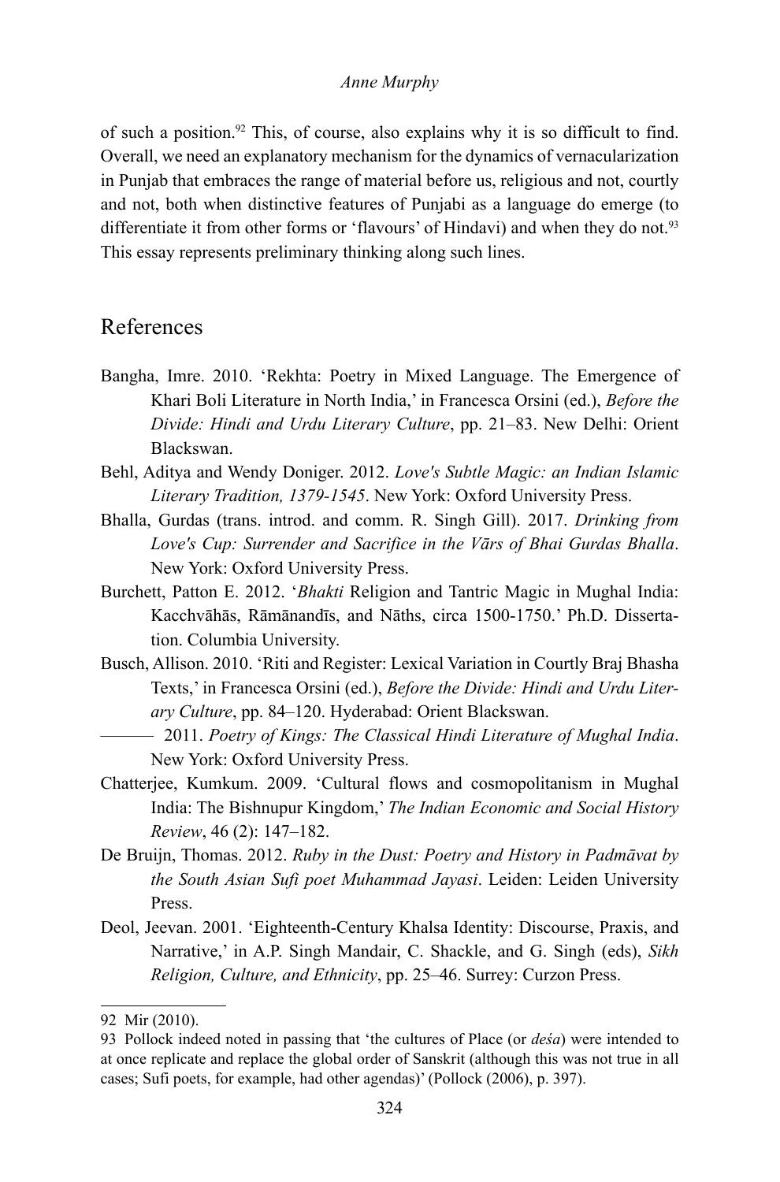of such a position.[92] This, of course, also explains why it is so difficult to find. Overall, we need an explanatory mechanism for the dynamics of vernacularization in Punjab that embraces the range of material before us, religious and not, courtly and not, both when distinctive features of Punjabi as a language do emerge (to differentiate it from other forms or 'flavours' of Hindavi) and when they do not.[93] This essay represents preliminary thinking along such lines.

## References

Bangha, Imre. 2010. 'Rekhta: Poetry in Mixed Language. The Emergence of Khari Boli Literature in North India,' in Francesca Orsini (ed.), *Before the Divide: Hindi and Urdu Literary Culture*, pp. 21–83. New Delhi: Orient Blackswan.

Behl, Aditya and Wendy Doniger. 2012. *Love's Subtle Magic: an Indian Islamic Literary Tradition, 1379-1545*. New York: Oxford University Press.

Bhalla, Gurdas (trans. introd. and comm. R. Singh Gill). 2017. *Drinking from Love's Cup: Surrender and Sacrifice in the Vārs of Bhai Gurdas Bhalla*. New York: Oxford University Press.

Burchett, Patton E. 2012. '*Bhakti* Religion and Tantric Magic in Mughal India: Kacchvāhās, Rāmānandīs, and Nāths, circa 1500-1750.' Ph.D. Dissertation. Columbia University.

Busch, Allison. 2010. 'Riti and Register: Lexical Variation in Courtly Braj Bhasha Texts,' in Francesca Orsini (ed.), *Before the Divide: Hindi and Urdu Literary Culture*, pp. 84–120. Hyderabad: Orient Blackswan.

——— 2011. *Poetry of Kings: The Classical Hindi Literature of Mughal India*. New York: Oxford University Press.

Chatterjee, Kumkum. 2009. 'Cultural flows and cosmopolitanism in Mughal India: The Bishnupur Kingdom,' *The Indian Economic and Social History Review*, 46 (2): 147–182.

De Bruijn, Thomas. 2012. *Ruby in the Dust: Poetry and History in Padmāvat by the South Asian Sufi poet Muhammad Jayasi*. Leiden: Leiden University Press.

Deol, Jeevan. 2001. 'Eighteenth-Century Khalsa Identity: Discourse, Praxis, and Narrative,' in A.P. Singh Mandair, C. Shackle, and G. Singh (eds), *Sikh Religion, Culture, and Ethnicity*, pp. 25–46. Surrey: Curzon Press.

---

92 Mir (2010).

93 Pollock indeed noted in passing that 'the cultures of Place (or *deśa*) were intended to at once replicate and replace the global order of Sanskrit (although this was not true in all cases; Sufi poets, for example, had other agendas)' (Pollock (2006), p. 397).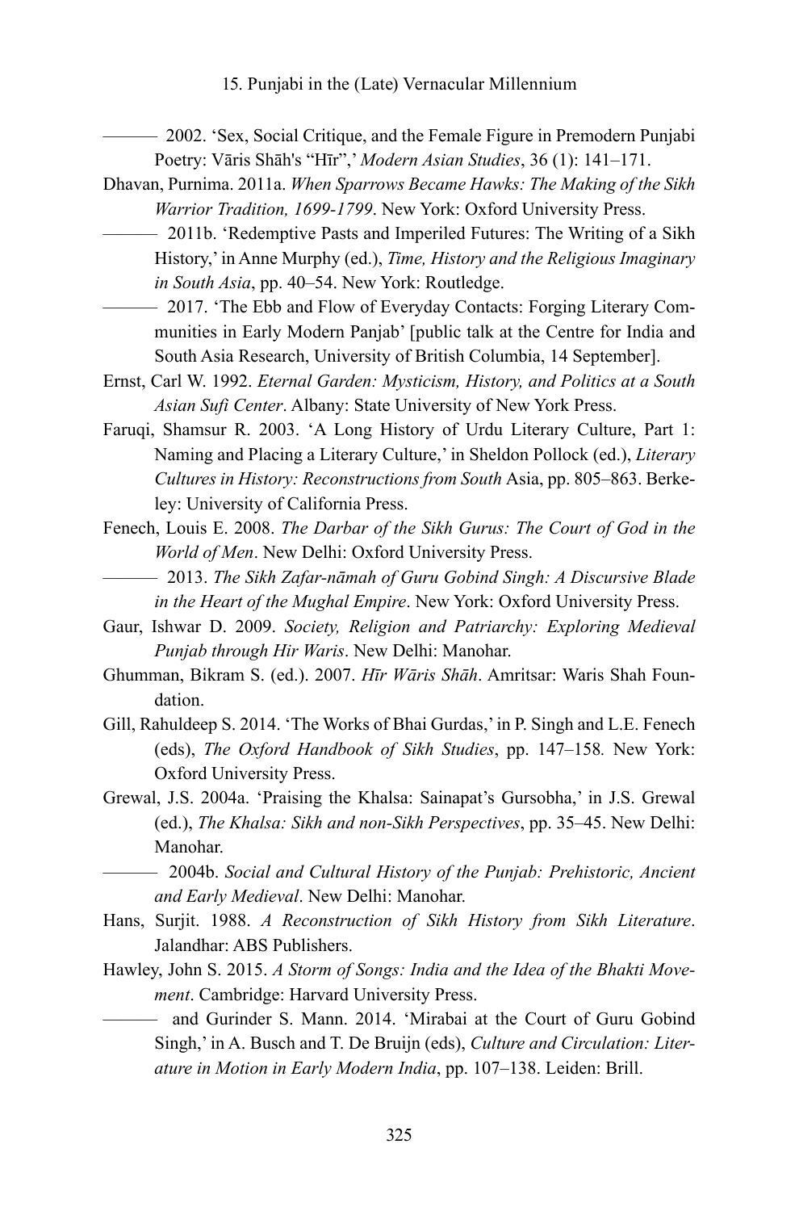——— 2002. 'Sex, Social Critique, and the Female Figure in Premodern Punjabi Poetry: Vāris Shāh's "Hīr",' *Modern Asian Studies*, 36 (1): 141–171.

Dhavan, Purnima. 2011a. *When Sparrows Became Hawks: The Making of the Sikh Warrior Tradition, 1699-1799*. New York: Oxford University Press.

——— 2011b. 'Redemptive Pasts and Imperiled Futures: The Writing of a Sikh History,' in Anne Murphy (ed.), *Time, History and the Religious Imaginary in South Asia*, pp. 40–54. New York: Routledge.

——— 2017. 'The Ebb and Flow of Everyday Contacts: Forging Literary Communities in Early Modern Panjab' [public talk at the Centre for India and South Asia Research, University of British Columbia, 14 September].

Ernst, Carl W. 1992. *Eternal Garden: Mysticism, History, and Politics at a South Asian Sufi Center*. Albany: State University of New York Press.

Faruqi, Shamsur R. 2003. 'A Long History of Urdu Literary Culture, Part 1: Naming and Placing a Literary Culture,' in Sheldon Pollock (ed.), *Literary Cultures in History: Reconstructions from South* Asia, pp. 805–863. Berkeley: University of California Press.

Fenech, Louis E. 2008. *The Darbar of the Sikh Gurus: The Court of God in the World of Men*. New Delhi: Oxford University Press.

——— 2013. *The Sikh Zafar-nāmah of Guru Gobind Singh: A Discursive Blade in the Heart of the Mughal Empire*. New York: Oxford University Press.

Gaur, Ishwar D. 2009. *Society, Religion and Patriarchy: Exploring Medieval Punjab through Hir Waris*. New Delhi: Manohar.

Ghumman, Bikram S. (ed.). 2007. *Hīr Wāris Shāh*. Amritsar: Waris Shah Foundation.

Gill, Rahuldeep S. 2014. 'The Works of Bhai Gurdas,' in P. Singh and L.E. Fenech (eds), *The Oxford Handbook of Sikh Studies*, pp. 147–158. New York: Oxford University Press.

Grewal, J.S. 2004a. 'Praising the Khalsa: Sainapat's Gursobha,' in J.S. Grewal (ed.), *The Khalsa: Sikh and non-Sikh Perspectives*, pp. 35–45. New Delhi: Manohar.

——— 2004b. *Social and Cultural History of the Punjab: Prehistoric, Ancient and Early Medieval*. New Delhi: Manohar.

Hans, Surjit. 1988. *A Reconstruction of Sikh History from Sikh Literature*. Jalandhar: ABS Publishers.

Hawley, John S. 2015. *A Storm of Songs: India and the Idea of the Bhakti Movement*. Cambridge: Harvard University Press.

——— and Gurinder S. Mann. 2014. 'Mirabai at the Court of Guru Gobind Singh,' in A. Busch and T. De Bruijn (eds), *Culture and Circulation: Literature in Motion in Early Modern India*, pp. 107–138. Leiden: Brill.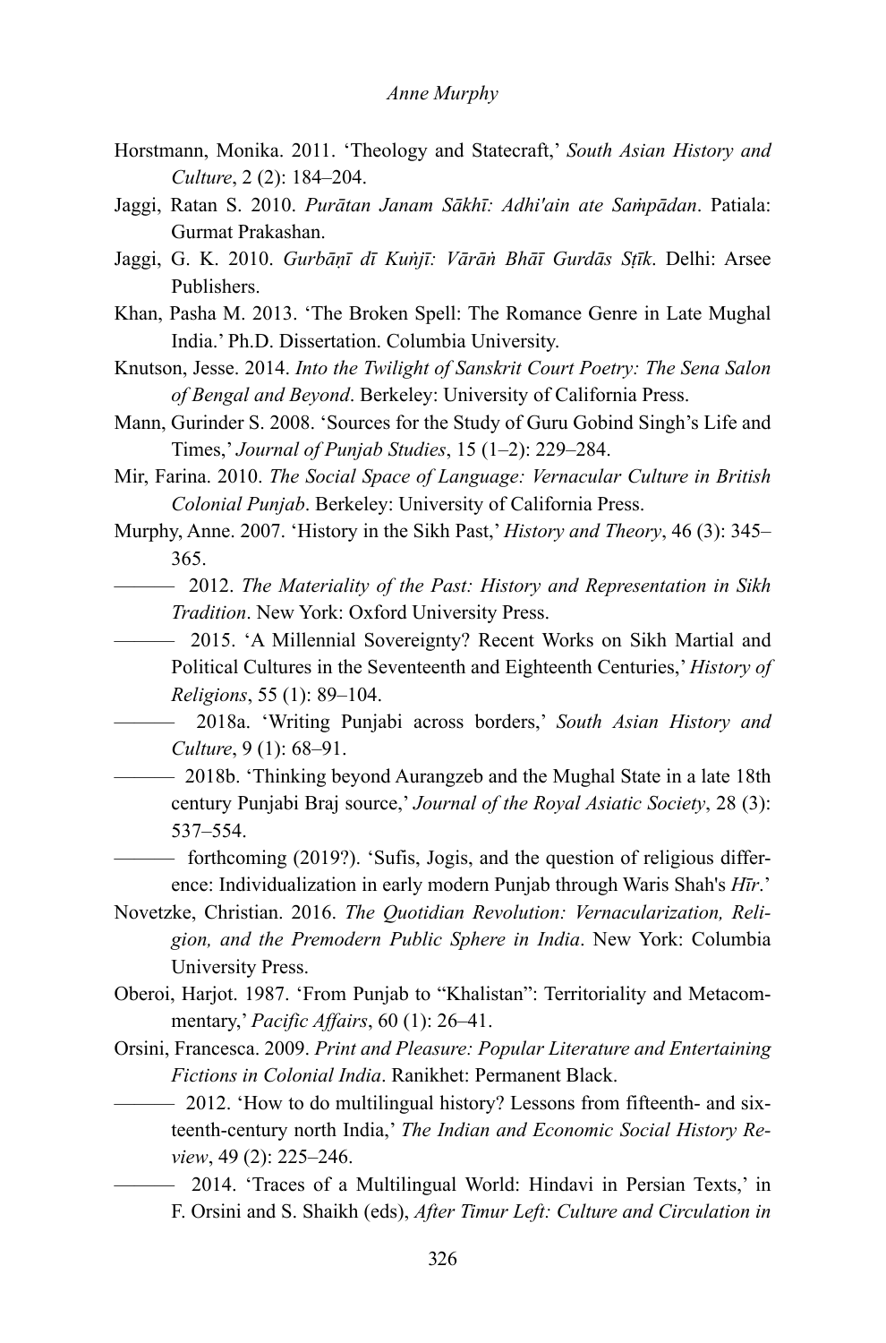Horstmann, Monika. 2011. 'Theology and Statecraft,' *South Asian History and Culture*, 2 (2): 184–204.

Jaggi, Ratan S. 2010. *Purātan Janam Sākhī: Adhi'ain ate Saṁpādan*. Patiala: Gurmat Prakashan.

Jaggi, G. K. 2010. *Gurbāṇī dī Kuṅjī: Vārāṅ Bhāī Gurdās Sṭīk*. Delhi: Arsee Publishers.

Khan, Pasha M. 2013. 'The Broken Spell: The Romance Genre in Late Mughal India.' Ph.D. Dissertation. Columbia University.

Knutson, Jesse. 2014. *Into the Twilight of Sanskrit Court Poetry: The Sena Salon of Bengal and Beyond*. Berkeley: University of California Press.

Mann, Gurinder S. 2008. 'Sources for the Study of Guru Gobind Singh's Life and Times,' *Journal of Punjab Studies*, 15 (1–2): 229–284.

Mir, Farina. 2010. *The Social Space of Language: Vernacular Culture in British Colonial Punjab*. Berkeley: University of California Press.

Murphy, Anne. 2007. 'History in the Sikh Past,' *History and Theory*, 46 (3): 345–365.

——— 2012. *The Materiality of the Past: History and Representation in Sikh Tradition*. New York: Oxford University Press.

——— 2015. 'A Millennial Sovereignty? Recent Works on Sikh Martial and Political Cultures in the Seventeenth and Eighteenth Centuries,' *History of Religions*, 55 (1): 89–104.

——— 2018a. 'Writing Punjabi across borders,' *South Asian History and Culture*, 9 (1): 68–91.

——— 2018b. 'Thinking beyond Aurangzeb and the Mughal State in a late 18th century Punjabi Braj source,' *Journal of the Royal Asiatic Society*, 28 (3): 537–554.

——— forthcoming (2019?). 'Sufis, Jogis, and the question of religious difference: Individualization in early modern Punjab through Waris Shah's *Hīr*.'

Novetzke, Christian. 2016. *The Quotidian Revolution: Vernacularization, Religion, and the Premodern Public Sphere in India*. New York: Columbia University Press.

Oberoi, Harjot. 1987. 'From Punjab to "Khalistan": Territoriality and Metacommentary,' *Pacific Affairs*, 60 (1): 26–41.

Orsini, Francesca. 2009. *Print and Pleasure: Popular Literature and Entertaining Fictions in Colonial India*. Ranikhet: Permanent Black.

——— 2012. 'How to do multilingual history? Lessons from fifteenth- and sixteenth-century north India,' *The Indian and Economic Social History Review*, 49 (2): 225–246.

——— 2014. 'Traces of a Multilingual World: Hindavi in Persian Texts,' in F. Orsini and S. Shaikh (eds), *After Timur Left: Culture and Circulation in*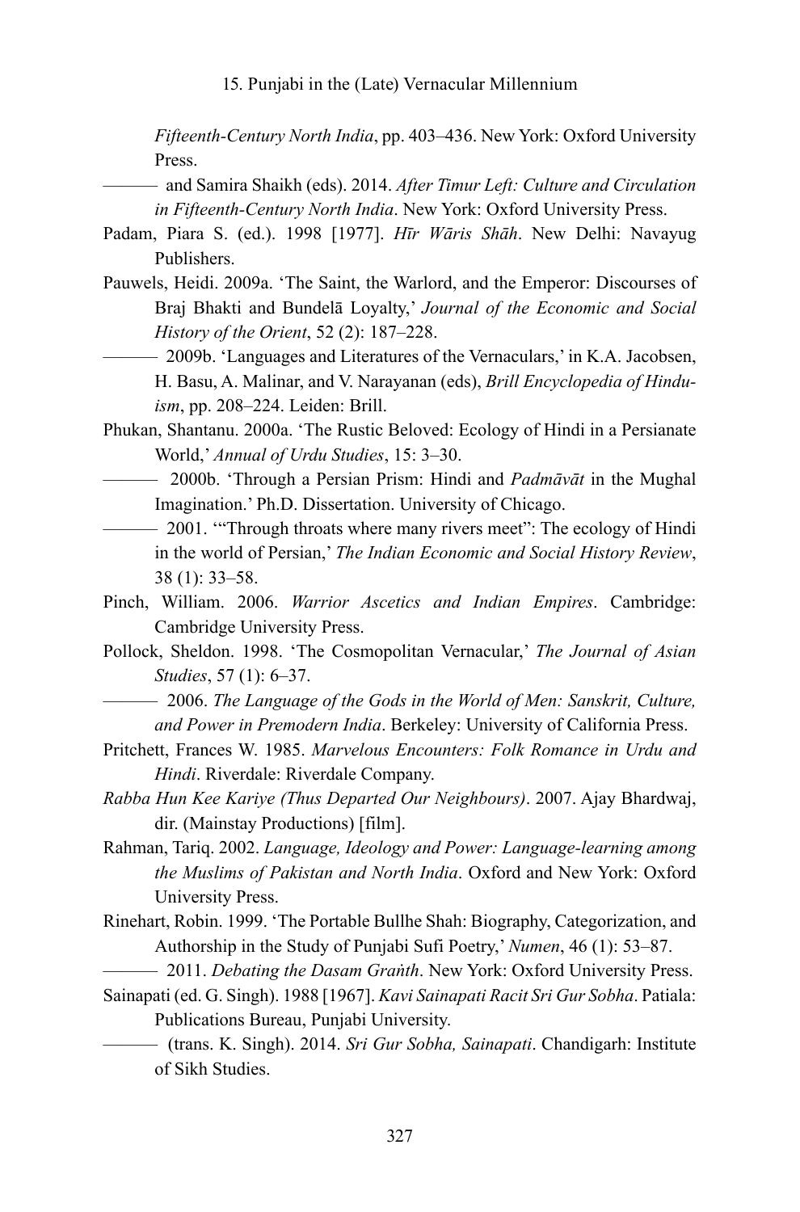*Fifteenth-Century North India*, pp. 403–436. New York: Oxford University Press.

——— and Samira Shaikh (eds). 2014. *After Timur Left: Culture and Circulation in Fifteenth-Century North India*. New York: Oxford University Press.

Padam, Piara S. (ed.). 1998 [1977]. *Hīr Wāris Shāh*. New Delhi: Navayug Publishers.

Pauwels, Heidi. 2009a. 'The Saint, the Warlord, and the Emperor: Discourses of Braj Bhakti and Bundelā Loyalty,' *Journal of the Economic and Social History of the Orient*, 52 (2): 187–228.

——— 2009b. 'Languages and Literatures of the Vernaculars,' in K.A. Jacobsen, H. Basu, A. Malinar, and V. Narayanan (eds), *Brill Encyclopedia of Hinduism*, pp. 208–224. Leiden: Brill.

Phukan, Shantanu. 2000a. 'The Rustic Beloved: Ecology of Hindi in a Persianate World,' *Annual of Urdu Studies*, 15: 3–30.

——— 2000b. 'Through a Persian Prism: Hindi and *Padmāvāt* in the Mughal Imagination.' Ph.D. Dissertation. University of Chicago.

——— 2001. '"Through throats where many rivers meet": The ecology of Hindi in the world of Persian,' *The Indian Economic and Social History Review*, 38 (1): 33–58.

Pinch, William. 2006. *Warrior Ascetics and Indian Empires*. Cambridge: Cambridge University Press.

Pollock, Sheldon. 1998. 'The Cosmopolitan Vernacular,' *The Journal of Asian Studies*, 57 (1): 6–37.

——— 2006. *The Language of the Gods in the World of Men: Sanskrit, Culture, and Power in Premodern India*. Berkeley: University of California Press.

Pritchett, Frances W. 1985. *Marvelous Encounters: Folk Romance in Urdu and Hindi*. Riverdale: Riverdale Company.

*Rabba Hun Kee Kariye (Thus Departed Our Neighbours)*. 2007. Ajay Bhardwaj, dir. (Mainstay Productions) [film].

Rahman, Tariq. 2002. *Language, Ideology and Power: Language-learning among the Muslims of Pakistan and North India*. Oxford and New York: Oxford University Press.

Rinehart, Robin. 1999. 'The Portable Bullhe Shah: Biography, Categorization, and Authorship in the Study of Punjabi Sufi Poetry,' *Numen*, 46 (1): 53–87.

——— 2011. *Debating the Dasam Graṅth*. New York: Oxford University Press.

Sainapati (ed. G. Singh). 1988 [1967]. *Kavi Sainapati Racit Sri Gur Sobha*. Patiala: Publications Bureau, Punjabi University.

——— (trans. K. Singh). 2014. *Sri Gur Sobha, Sainapati*. Chandigarh: Institute of Sikh Studies.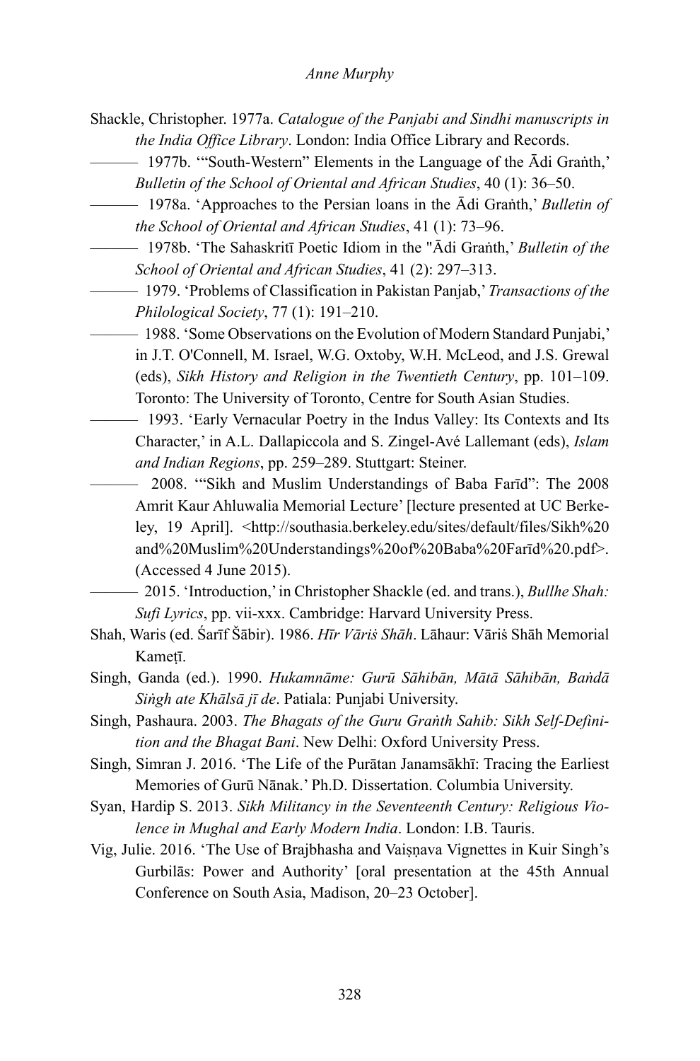Shackle, Christopher. 1977a. *Catalogue of the Panjabi and Sindhi manuscripts in the India Office Library*. London: India Office Library and Records.

——— 1977b. '"South-Western" Elements in the Language of the Ādi Graṅth,' *Bulletin of the School of Oriental and African Studies*, 40 (1): 36–50.

——— 1978a. 'Approaches to the Persian loans in the Ādi Graṅth,' *Bulletin of the School of Oriental and African Studies*, 41 (1): 73–96.

——— 1978b. 'The Sahaskritī Poetic Idiom in the "Ādi Graṅth,' *Bulletin of the School of Oriental and African Studies*, 41 (2): 297–313.

——— 1979. 'Problems of Classification in Pakistan Panjab,' *Transactions of the Philological Society*, 77 (1): 191–210.

——— 1988. 'Some Observations on the Evolution of Modern Standard Punjabi,' in J.T. O'Connell, M. Israel, W.G. Oxtoby, W.H. McLeod, and J.S. Grewal (eds), *Sikh History and Religion in the Twentieth Century*, pp. 101–109. Toronto: The University of Toronto, Centre for South Asian Studies.

——— 1993. 'Early Vernacular Poetry in the Indus Valley: Its Contexts and Its Character,' in A.L. Dallapiccola and S. Zingel-Avé Lallemant (eds), *Islam and Indian Regions*, pp. 259–289. Stuttgart: Steiner.

——— 2008. '"Sikh and Muslim Understandings of Baba Farīd": The 2008 Amrit Kaur Ahluwalia Memorial Lecture' [lecture presented at UC Berkeley, 19 April]. <http://southasia.berkeley.edu/sites/default/files/Sikh%20and%20Muslim%20Understandings%20of%20Baba%20Farīd%20.pdf>. (Accessed 4 June 2015).

——— 2015. 'Introduction,' in Christopher Shackle (ed. and trans.), *Bullhe Shah: Sufi Lyrics*, pp. vii-xxx. Cambridge: Harvard University Press.

Shah, Waris (ed. Śarīf Šābir). 1986. *Hīr Vāriṡ Shāh*. Lāhaur: Vāriṡ Shāh Memorial Kameṭī.

Singh, Ganda (ed.). 1990. *Hukamnāme: Gurū Sāhibān, Mātā Sāhibān, Baṅdā Siṅgh ate Khālsā jī de*. Patiala: Punjabi University.

Singh, Pashaura. 2003. *The Bhagats of the Guru Graṅth Sahib: Sikh Self-Definition and the Bhagat Bani*. New Delhi: Oxford University Press.

Singh, Simran J. 2016. 'The Life of the Purātan Janamsākhī: Tracing the Earliest Memories of Gurū Nānak.' Ph.D. Dissertation. Columbia University.

Syan, Hardip S. 2013. *Sikh Militancy in the Seventeenth Century: Religious Violence in Mughal and Early Modern India*. London: I.B. Tauris.

Vig, Julie. 2016. 'The Use of Brajbhasha and Vaiṣṇava Vignettes in Kuir Singh's Gurbilās: Power and Authority' [oral presentation at the 45th Annual Conference on South Asia, Madison, 20–23 October].